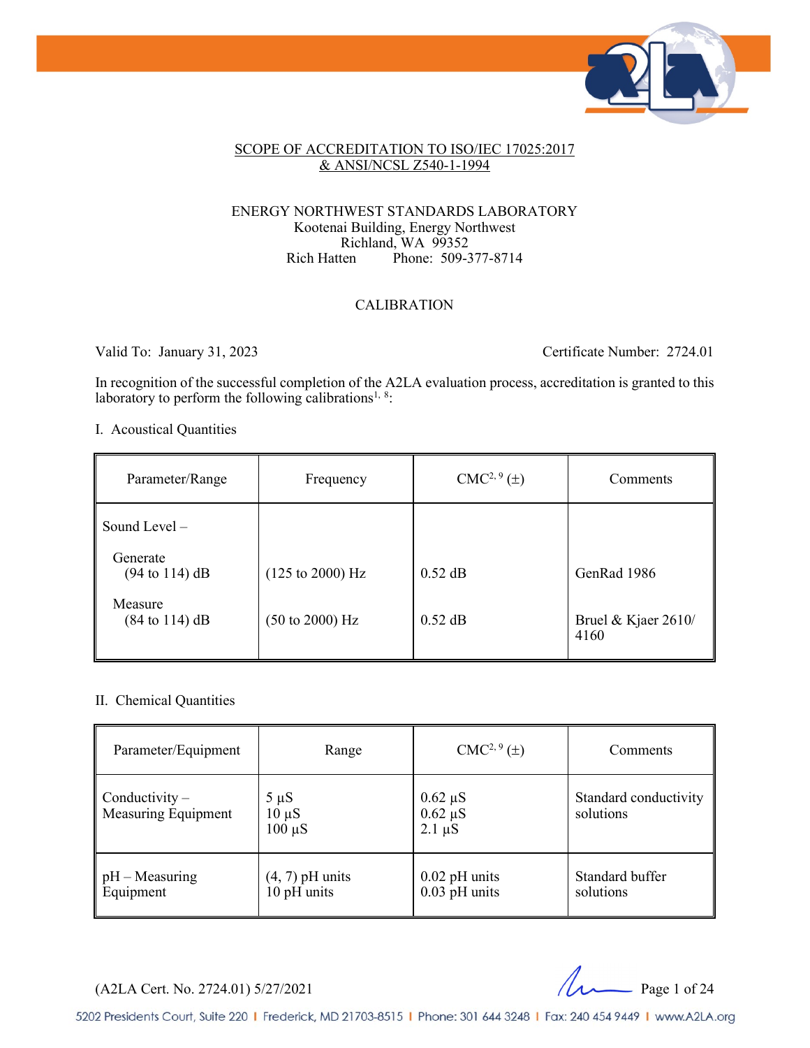SCOPE OF ACCREDITATION TO ISO/IEC 17025:2017
& ANSI/NCSL Z540-1-1994

ENERGY NORTHWEST STANDARDS LABORATORY
Kootenai Building, Energy Northwest
Richland, WA 99352
Rich Hatten Phone: 509-377-8714

CALIBRATION

Valid To: January 31, 2023 Certificate Number: 2724.01

In recognition of the successful completion of the A2LA evaluation process, accreditation is granted to this laboratory to perform the following calibrations[1, 8]:

I. Acoustical Quantities

| Parameter/Range | Frequency | CMC[2, 9] (±) | Comments |
|---|---|---|---|
| Sound Level – | | | |
| Generate (94 to 114) dB | (125 to 2000) Hz | 0.52 dB | GenRad 1986 |
| Measure (84 to 114) dB | (50 to 2000) Hz | 0.52 dB | Bruel & Kjaer 2610/ 4160 |

II. Chemical Quantities

| Parameter/Equipment | Range | CMC[2, 9] (±) | Comments |
|---|---|---|---|
| Conductivity – Measuring Equipment | 5 µS<br>10 µS<br>100 µS | 0.62 µS<br>0.62 µS<br>2.1 µS | Standard conductivity solutions |
| pH – Measuring Equipment | (4, 7) pH units<br>10 pH units | 0.02 pH units<br>0.03 pH units | Standard buffer solutions |

(A2LA Cert. No. 2724.01) 5/27/2021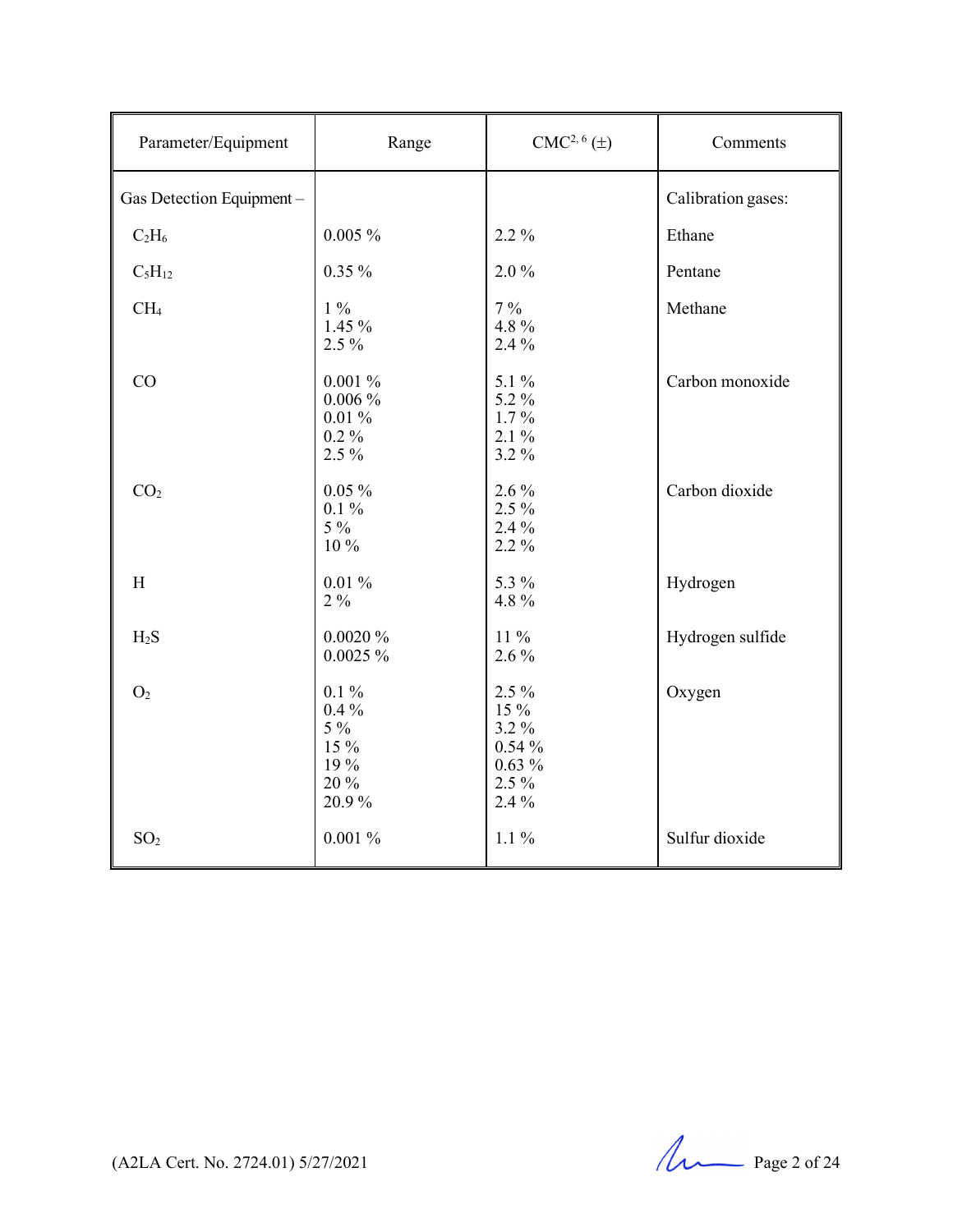| Parameter/Equipment | Range | CMC[2, 6] (±) | Comments |
|---|---|---|---|
| Gas Detection Equipment – | | | Calibration gases: |
| $C_2H_6$ | 0.005 % | 2.2 % | Ethane |
| $C_5H_{12}$ | 0.35 % | 2.0 % | Pentane |
| $CH_4$ | 1 %<br>1.45 %<br>2.5 % | 7 %<br>4.8 %<br>2.4 % | Methane |
| CO | 0.001 %<br>0.006 %<br>0.01 %<br>0.2 %<br>2.5 % | 5.1 %<br>5.2 %<br>1.7 %<br>2.1 %<br>3.2 % | Carbon monoxide |
| $CO_2$ | 0.05 %<br>0.1 %<br>5 %<br>10 % | 2.6 %<br>2.5 %<br>2.4 %<br>2.2 % | Carbon dioxide |
| H | 0.01 %<br>2 % | 5.3 %<br>4.8 % | Hydrogen |
| $H_2S$ | 0.0020 %<br>0.0025 % | 11 %<br>2.6 % | Hydrogen sulfide |
| $O_2$ | 0.1 %<br>0.4 %<br>5 %<br>15 %<br>19 %<br>20 %<br>20.9 % | 2.5 %<br>15 %<br>3.2 %<br>0.54 %<br>0.63 %<br>2.5 %<br>2.4 % | Oxygen |
| $SO_2$ | 0.001 % | 1.1 % | Sulfur dioxide |

(A2LA Cert. No. 2724.01) 5/27/2021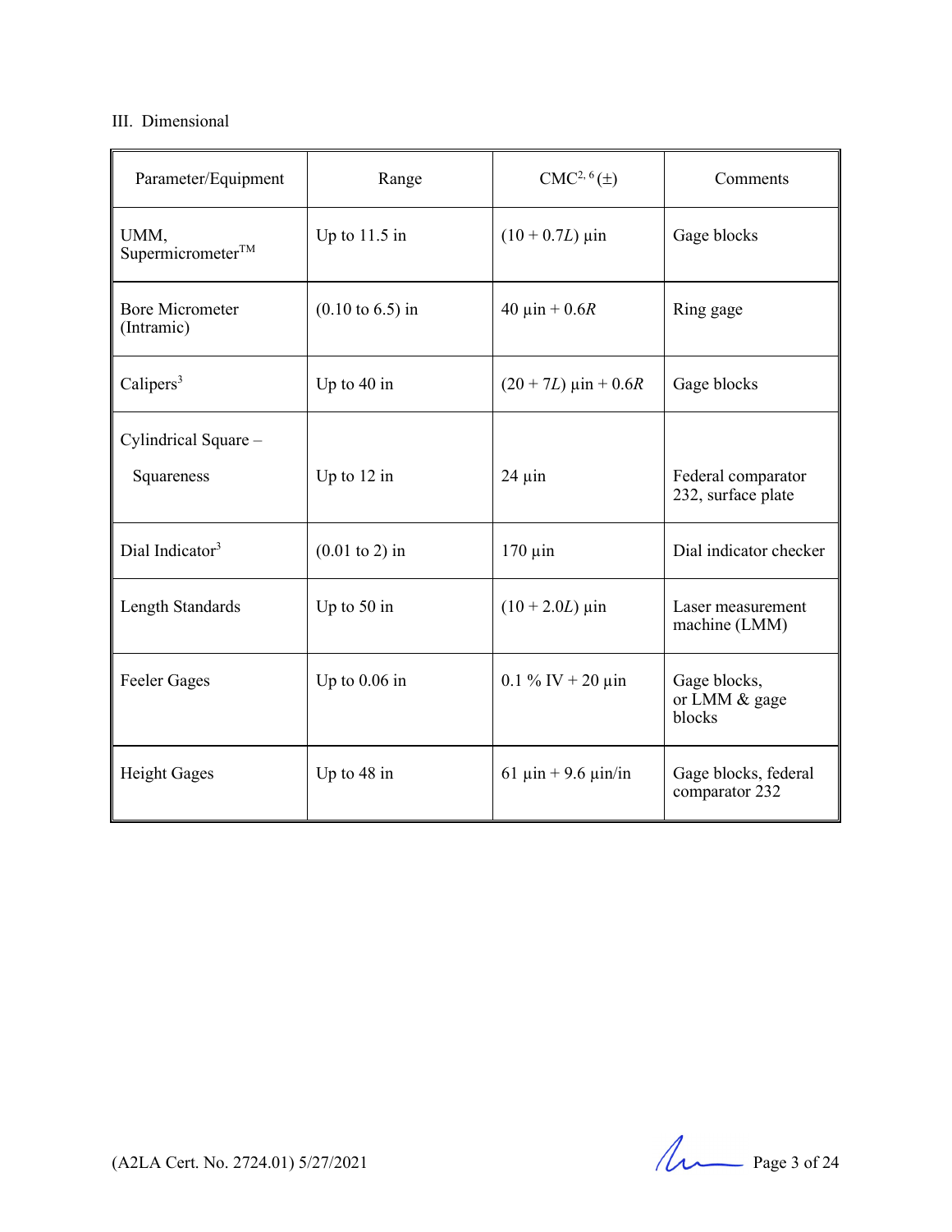III. Dimensional

| Parameter/Equipment | Range | CMC[2, 6] (±) | Comments |
|---|---|---|---|
| UMM, Supermicrometer™ | Up to 11.5 in | $(10 + 0.7L)$ µin | Gage blocks |
| Bore Micrometer (Intramic) | (0.10 to 6.5) in | 40 µin + $0.6R$ | Ring gage |
| Calipers[3] | Up to 40 in | $(20 + 7L)$ µin + $0.6R$ | Gage blocks |
| Cylindrical Square – Squareness | Up to 12 in | 24 µin | Federal comparator 232, surface plate |
| Dial Indicator[3] | (0.01 to 2) in | 170 µin | Dial indicator checker |
| Length Standards | Up to 50 in | $(10 + 2.0L)$ µin | Laser measurement machine (LMM) |
| Feeler Gages | Up to 0.06 in | 0.1 % IV + 20 µin | Gage blocks, or LMM & gage blocks |
| Height Gages | Up to 48 in | 61 µin + 9.6 µin/in | Gage blocks, federal comparator 232 |

(A2LA Cert. No. 2724.01) 5/27/2021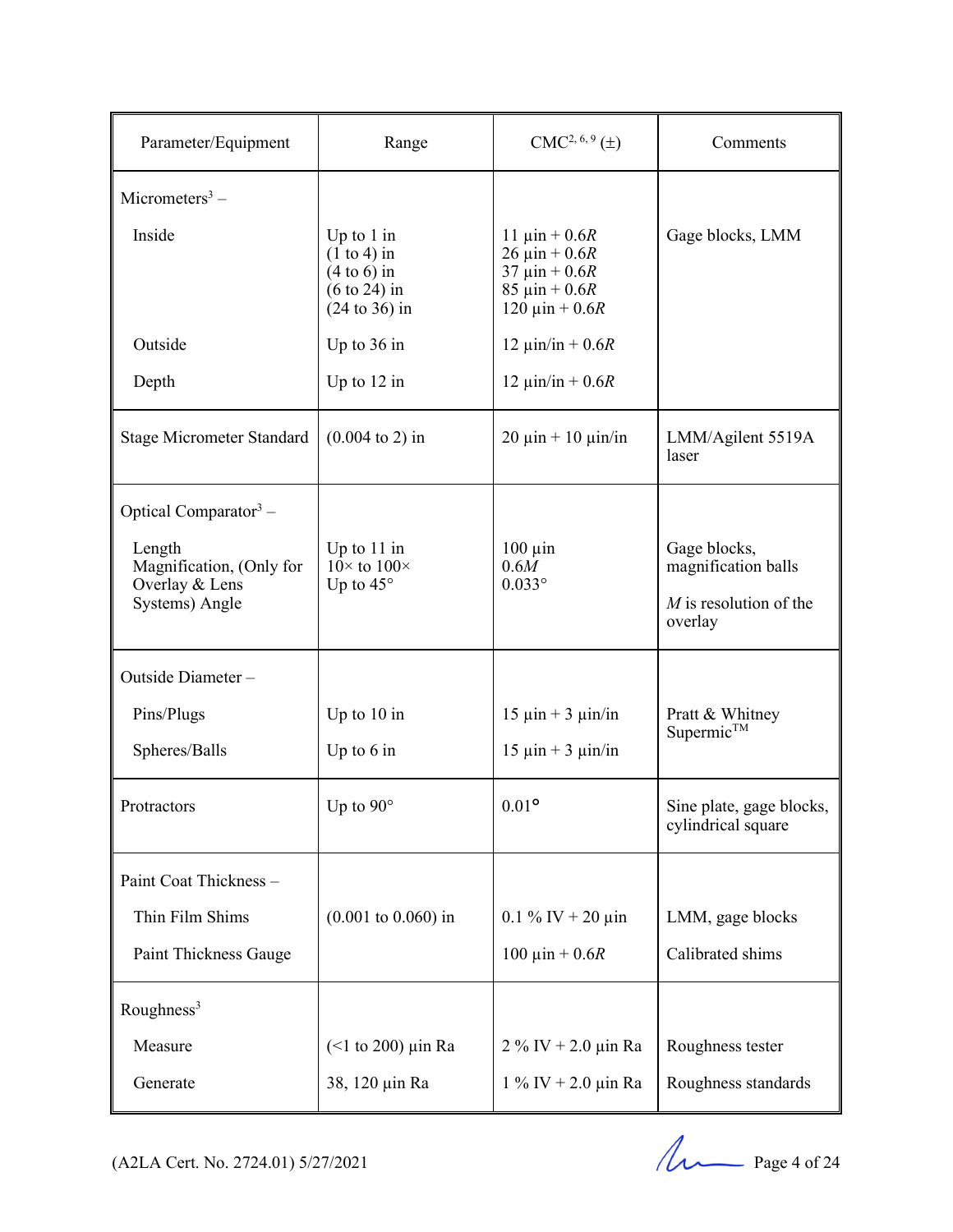| Parameter/Equipment | Range | CMC[2, 6, 9] (±) | Comments |
|---|---|---|---|
| Micrometers[3] – | | | |
| Inside | Up to 1 in<br>(1 to 4) in<br>(4 to 6) in<br>(6 to 24) in<br>(24 to 36) in | 11 µin + 0.6*R*<br>26 µin + 0.6*R*<br>37 µin + 0.6*R*<br>85 µin + 0.6*R*<br>120 µin + 0.6*R* | Gage blocks, LMM |
| Outside | Up to 36 in | 12 µin/in + 0.6*R* | |
| Depth | Up to 12 in | 12 µin/in + 0.6*R* | |
| Stage Micrometer Standard | (0.004 to 2) in | 20 µin + 10 µin/in | LMM/Agilent 5519A laser |
| Optical Comparator[3] – | | | |
| Length<br>Magnification, (Only for Overlay & Lens Systems) Angle | Up to 11 in<br>10× to 100×<br>Up to 45° | 100 µin<br>0.6*M*<br>0.033° | Gage blocks, magnification balls<br><br>*M* is resolution of the overlay |
| Outside Diameter – | | | |
| Pins/Plugs | Up to 10 in | 15 µin + 3 µin/in | Pratt & Whitney Supermic™ |
| Spheres/Balls | Up to 6 in | 15 µin + 3 µin/in | |
| Protractors | Up to 90° | 0.01° | Sine plate, gage blocks, cylindrical square |
| Paint Coat Thickness – | | | |
| Thin Film Shims | (0.001 to 0.060) in | 0.1 % IV + 20 µin | LMM, gage blocks |
| Paint Thickness Gauge | | 100 µin + 0.6*R* | Calibrated shims |
| Roughness[3] | | | |
| Measure | (<1 to 200) µin Ra | 2 % IV + 2.0 µin Ra | Roughness tester |
| Generate | 38, 120 µin Ra | 1 % IV + 2.0 µin Ra | Roughness standards |

(A2LA Cert. No. 2724.01) 5/27/2021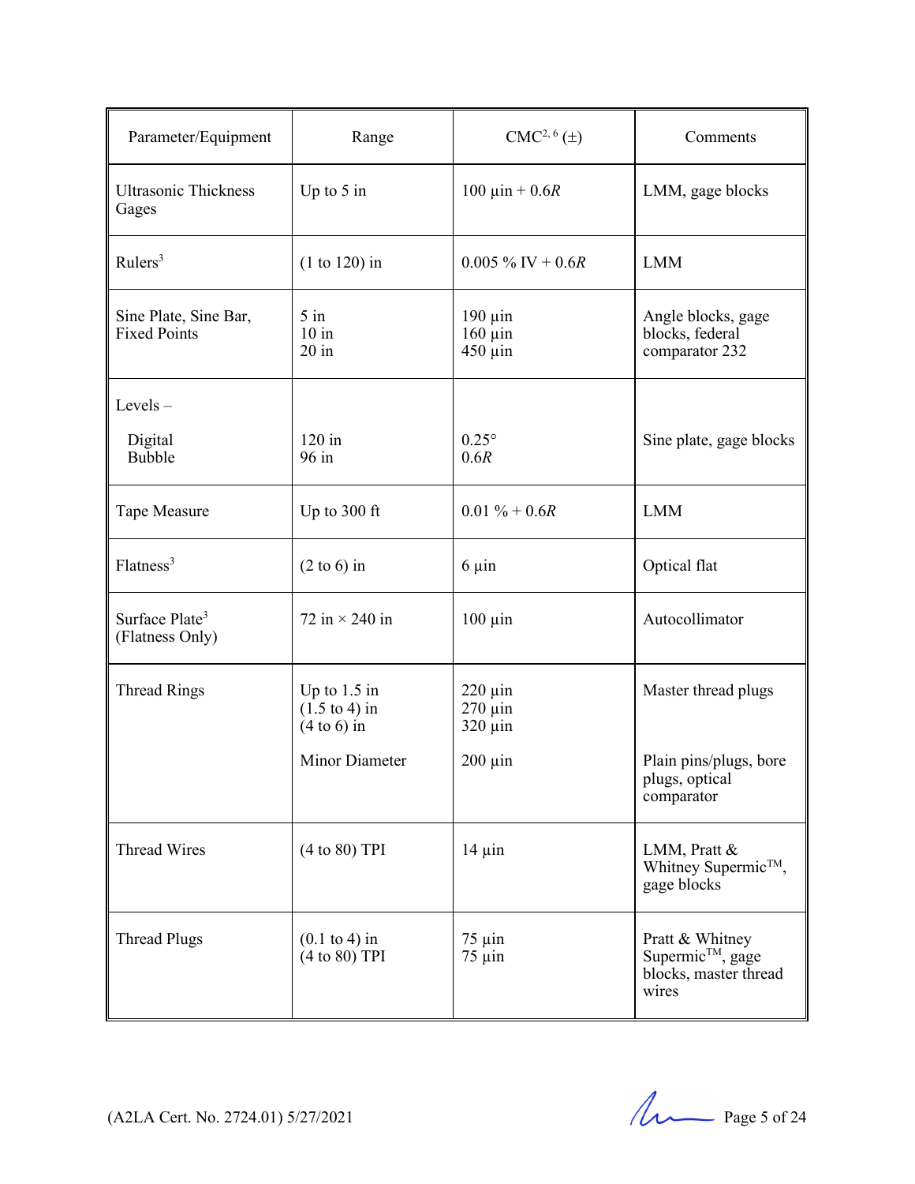| Parameter/Equipment | Range | CMC[2, 6] (±) | Comments |
|---|---|---|---|
| Ultrasonic Thickness Gages | Up to 5 in | 100 µin + 0.6*R* | LMM, gage blocks |
| Rulers[3] | (1 to 120) in | 0.005 % IV + 0.6*R* | LMM |
| Sine Plate, Sine Bar, Fixed Points | 5 in<br>10 in<br>20 in | 190 µin<br>160 µin<br>450 µin | Angle blocks, gage blocks, federal comparator 232 |
| Levels –<br>Digital<br>Bubble | <br>120 in<br>96 in | <br>0.25°<br>0.6*R* | Sine plate, gage blocks |
| Tape Measure | Up to 300 ft | 0.01 % + 0.6*R* | LMM |
| Flatness[3] | (2 to 6) in | 6 µin | Optical flat |
| Surface Plate[3] (Flatness Only) | 72 in × 240 in | 100 µin | Autocollimator |
| Thread Rings | Up to 1.5 in<br>(1.5 to 4) in<br>(4 to 6) in<br><br>Minor Diameter | 220 µin<br>270 µin<br>320 µin<br><br>200 µin | Master thread plugs<br><br><br><br>Plain pins/plugs, bore plugs, optical comparator |
| Thread Wires | (4 to 80) TPI | 14 µin | LMM, Pratt & Whitney Supermic™, gage blocks |
| Thread Plugs | (0.1 to 4) in<br>(4 to 80) TPI | 75 µin<br>75 µin | Pratt & Whitney Supermic™, gage blocks, master thread wires |

(A2LA Cert. No. 2724.01) 5/27/2021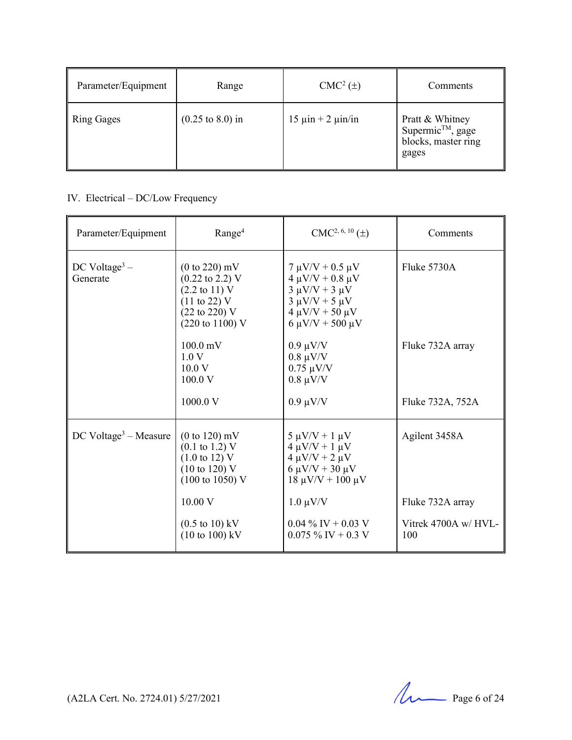| Parameter/Equipment | Range | CMC[2] (±) | Comments |
|---|---|---|---|
| Ring Gages | (0.25 to 8.0) in | 15 µin + 2 µin/in | Pratt & Whitney Supermic™, gage blocks, master ring gages |

IV. Electrical – DC/Low Frequency

| Parameter/Equipment | Range[4] | CMC[2, 6, 10] (±) | Comments |
|---|---|---|---|
| DC Voltage[3] – Generate | (0 to 220) mV<br>(0.22 to 2.2) V<br>(2.2 to 11) V<br>(11 to 22) V<br>(22 to 220) V<br>(220 to 1100) V | 7 µV/V + 0.5 µV<br>4 µV/V + 0.8 µV<br>3 µV/V + 3 µV<br>3 µV/V + 5 µV<br>4 µV/V + 50 µV<br>6 µV/V + 500 µV | Fluke 5730A |
| | 100.0 mV<br>1.0 V<br>10.0 V<br>100.0 V | 0.9 µV/V<br>0.8 µV/V<br>0.75 µV/V<br>0.8 µV/V | Fluke 732A array |
| | 1000.0 V | 0.9 µV/V | Fluke 732A, 752A |
| DC Voltage[3] – Measure | (0 to 120) mV<br>(0.1 to 1.2) V<br>(1.0 to 12) V<br>(10 to 120) V<br>(100 to 1050) V | 5 µV/V + 1 µV<br>4 µV/V + 1 µV<br>4 µV/V + 2 µV<br>6 µV/V + 30 µV<br>18 µV/V + 100 µV | Agilent 3458A |
| | 10.00 V | 1.0 µV/V | Fluke 732A array |
| | (0.5 to 10) kV<br>(10 to 100) kV | 0.04 % IV + 0.03 V<br>0.075 % IV + 0.3 V | Vitrek 4700A w/ HVL-100 |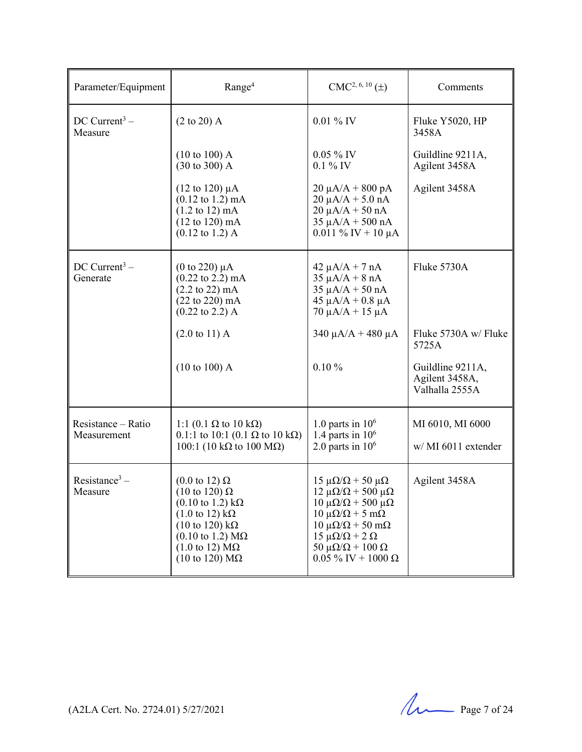| Parameter/Equipment | Range[4] | CMC[2, 6, 10] (±) | Comments |
|---|---|---|---|
| DC Current[3] – Measure | (2 to 20) A | 0.01 % IV | Fluke Y5020, HP 3458A |
| | (10 to 100) A<br>(30 to 300) A | 0.05 % IV<br>0.1 % IV | Guildline 9211A, Agilent 3458A |
| | (12 to 120) µA<br>(0.12 to 1.2) mA<br>(1.2 to 12) mA<br>(12 to 120) mA<br>(0.12 to 1.2) A | 20 µA/A + 800 pA<br>20 µA/A + 5.0 nA<br>20 µA/A + 50 nA<br>35 µA/A + 500 nA<br>0.011 % IV + 10 µA | Agilent 3458A |
| DC Current[3] – Generate | (0 to 220) µA<br>(0.22 to 2.2) mA<br>(2.2 to 22) mA<br>(22 to 220) mA<br>(0.22 to 2.2) A | 42 µA/A + 7 nA<br>35 µA/A + 8 nA<br>35 µA/A + 50 nA<br>45 µA/A + 0.8 µA<br>70 µA/A + 15 µA | Fluke 5730A |
| | (2.0 to 11) A | 340 µA/A + 480 µA | Fluke 5730A w/ Fluke 5725A |
| | (10 to 100) A | 0.10 % | Guildline 9211A, Agilent 3458A, Valhalla 2555A |
| Resistance – Ratio Measurement | 1:1 (0.1 Ω to 10 kΩ)<br>0.1:1 to 10:1 (0.1 Ω to 10 kΩ)<br>100:1 (10 kΩ to 100 MΩ) | 1.0 parts in $10^6$<br>1.4 parts in $10^6$<br>2.0 parts in $10^6$ | MI 6010, MI 6000<br><br>w/ MI 6011 extender |
| Resistance[3] – Measure | (0.0 to 12) Ω<br>(10 to 120) Ω<br>(0.10 to 1.2) kΩ<br>(1.0 to 12) kΩ<br>(10 to 120) kΩ<br>(0.10 to 1.2) MΩ<br>(1.0 to 12) MΩ<br>(10 to 120) MΩ | 15 µΩ/Ω + 50 µΩ<br>12 µΩ/Ω + 500 µΩ<br>10 µΩ/Ω + 500 µΩ<br>10 µΩ/Ω + 5 mΩ<br>10 µΩ/Ω + 50 mΩ<br>15 µΩ/Ω + 2 Ω<br>50 µΩ/Ω + 100 Ω<br>0.05 % IV + 1000 Ω | Agilent 3458A |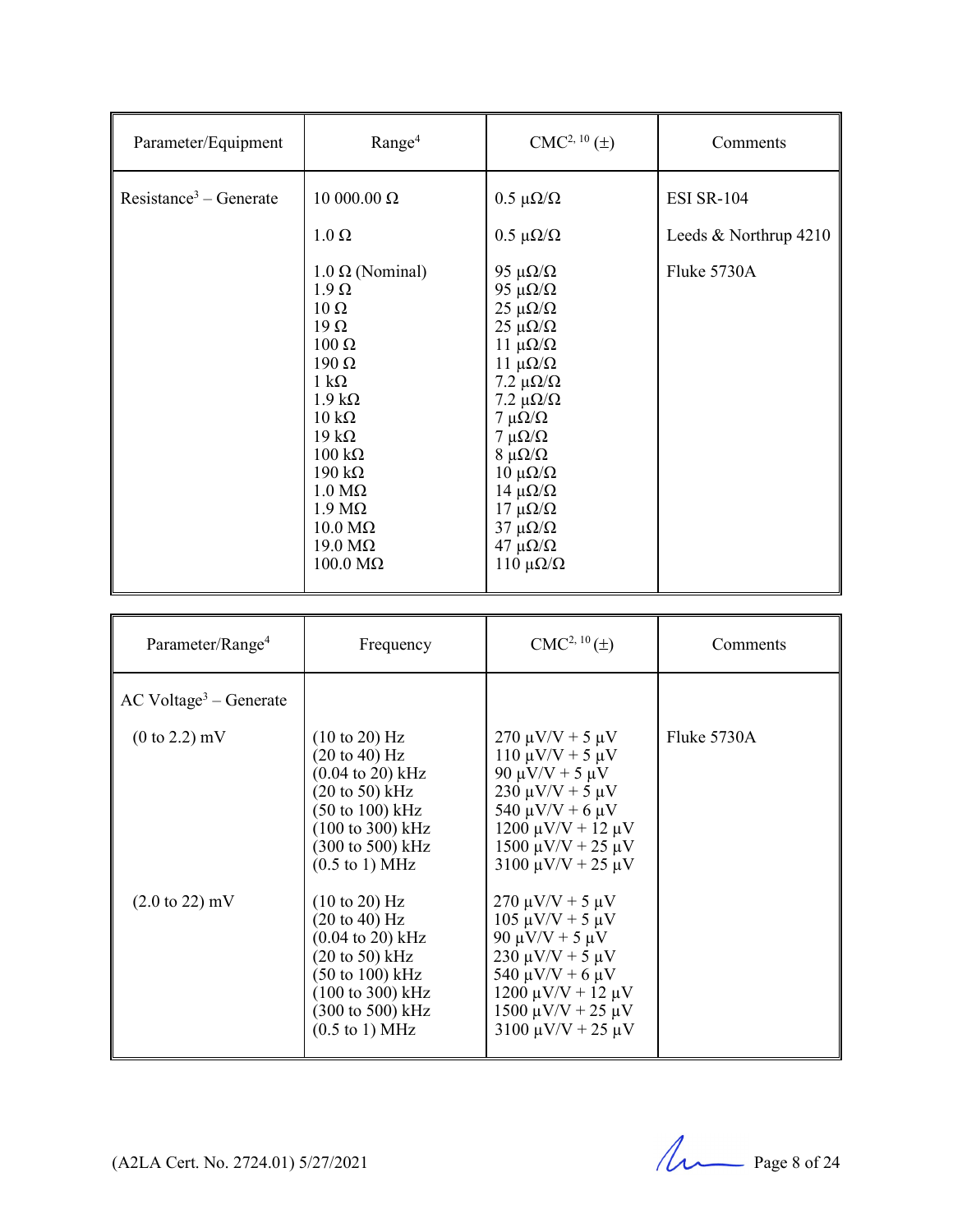| Parameter/Equipment | Range[4] | CMC[2, 10] (±) | Comments |
|---|---|---|---|
| Resistance[3] – Generate | 10 000.00 Ω | 0.5 µΩ/Ω | ESI SR-104 |
| | 1.0 Ω | 0.5 µΩ/Ω | Leeds & Northrup 4210 |
| | 1.0 Ω (Nominal) | 95 µΩ/Ω | Fluke 5730A |
| | 1.9 Ω | 95 µΩ/Ω | |
| | 10 Ω | 25 µΩ/Ω | |
| | 19 Ω | 25 µΩ/Ω | |
| | 100 Ω | 11 µΩ/Ω | |
| | 190 Ω | 11 µΩ/Ω | |
| | 1 kΩ | 7.2 µΩ/Ω | |
| | 1.9 kΩ | 7.2 µΩ/Ω | |
| | 10 kΩ | 7 µΩ/Ω | |
| | 19 kΩ | 7 µΩ/Ω | |
| | 100 kΩ | 8 µΩ/Ω | |
| | 190 kΩ | 10 µΩ/Ω | |
| | 1.0 MΩ | 14 µΩ/Ω | |
| | 1.9 MΩ | 17 µΩ/Ω | |
| | 10.0 MΩ | 37 µΩ/Ω | |
| | 19.0 MΩ | 47 µΩ/Ω | |
| | 100.0 MΩ | 110 µΩ/Ω | |

| Parameter/Range[4] | Frequency | CMC[2, 10] (±) | Comments |
|---|---|---|---|
| AC Voltage[3] – Generate | | | |
| (0 to 2.2) mV | (10 to 20) Hz | 270 µV/V + 5 µV | Fluke 5730A |
| | (20 to 40) Hz | 110 µV/V + 5 µV | |
| | (0.04 to 20) kHz | 90 µV/V + 5 µV | |
| | (20 to 50) kHz | 230 µV/V + 5 µV | |
| | (50 to 100) kHz | 540 µV/V + 6 µV | |
| | (100 to 300) kHz | 1200 µV/V + 12 µV | |
| | (300 to 500) kHz | 1500 µV/V + 25 µV | |
| | (0.5 to 1) MHz | 3100 µV/V + 25 µV | |
| (2.0 to 22) mV | (10 to 20) Hz | 270 µV/V + 5 µV | |
| | (20 to 40) Hz | 105 µV/V + 5 µV | |
| | (0.04 to 20) kHz | 90 µV/V + 5 µV | |
| | (20 to 50) kHz | 230 µV/V + 5 µV | |
| | (50 to 100) kHz | 540 µV/V + 6 µV | |
| | (100 to 300) kHz | 1200 µV/V + 12 µV | |
| | (300 to 500) kHz | 1500 µV/V + 25 µV | |
| | (0.5 to 1) MHz | 3100 µV/V + 25 µV | |

(A2LA Cert. No. 2724.01) 5/27/2021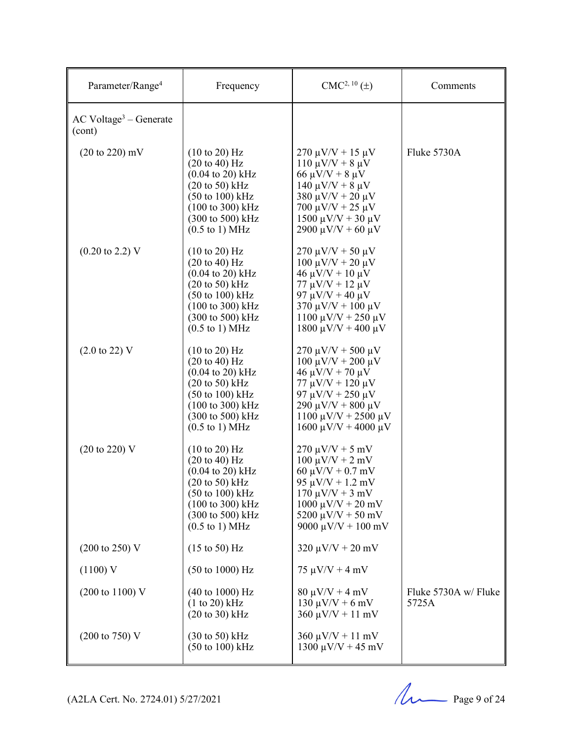| Parameter/Range[4] | Frequency | CMC[2, 10] (±) | Comments |
|---|---|---|---|
| AC Voltage[3] – Generate (cont) | | | |
| (20 to 220) mV | (10 to 20) Hz<br>(20 to 40) Hz<br>(0.04 to 20) kHz<br>(20 to 50) kHz<br>(50 to 100) kHz<br>(100 to 300) kHz<br>(300 to 500) kHz<br>(0.5 to 1) MHz | 270 µV/V + 15 µV<br>110 µV/V + 8 µV<br>66 µV/V + 8 µV<br>140 µV/V + 8 µV<br>380 µV/V + 20 µV<br>700 µV/V + 25 µV<br>1500 µV/V + 30 µV<br>2900 µV/V + 60 µV | Fluke 5730A |
| (0.20 to 2.2) V | (10 to 20) Hz<br>(20 to 40) Hz<br>(0.04 to 20) kHz<br>(20 to 50) kHz<br>(50 to 100) kHz<br>(100 to 300) kHz<br>(300 to 500) kHz<br>(0.5 to 1) MHz | 270 µV/V + 50 µV<br>100 µV/V + 20 µV<br>46 µV/V + 10 µV<br>77 µV/V + 12 µV<br>97 µV/V + 40 µV<br>370 µV/V + 100 µV<br>1100 µV/V + 250 µV<br>1800 µV/V + 400 µV | |
| (2.0 to 22) V | (10 to 20) Hz<br>(20 to 40) Hz<br>(0.04 to 20) kHz<br>(20 to 50) kHz<br>(50 to 100) kHz<br>(100 to 300) kHz<br>(300 to 500) kHz<br>(0.5 to 1) MHz | 270 µV/V + 500 µV<br>100 µV/V + 200 µV<br>46 µV/V + 70 µV<br>77 µV/V + 120 µV<br>97 µV/V + 250 µV<br>290 µV/V + 800 µV<br>1100 µV/V + 2500 µV<br>1600 µV/V + 4000 µV | |
| (20 to 220) V | (10 to 20) Hz<br>(20 to 40) Hz<br>(0.04 to 20) kHz<br>(20 to 50) kHz<br>(50 to 100) kHz<br>(100 to 300) kHz<br>(300 to 500) kHz<br>(0.5 to 1) MHz | 270 µV/V + 5 mV<br>100 µV/V + 2 mV<br>60 µV/V + 0.7 mV<br>95 µV/V + 1.2 mV<br>170 µV/V + 3 mV<br>1000 µV/V + 20 mV<br>5200 µV/V + 50 mV<br>9000 µV/V + 100 mV | |
| (200 to 250) V | (15 to 50) Hz | 320 µV/V + 20 mV | |
| (1100) V | (50 to 1000) Hz | 75 µV/V + 4 mV | |
| (200 to 1100) V | (40 to 1000) Hz<br>(1 to 20) kHz<br>(20 to 30) kHz | 80 µV/V + 4 mV<br>130 µV/V + 6 mV<br>360 µV/V + 11 mV | Fluke 5730A w/ Fluke 5725A |
| (200 to 750) V | (30 to 50) kHz<br>(50 to 100) kHz | 360 µV/V + 11 mV<br>1300 µV/V + 45 mV | |

(A2LA Cert. No. 2724.01) 5/27/2021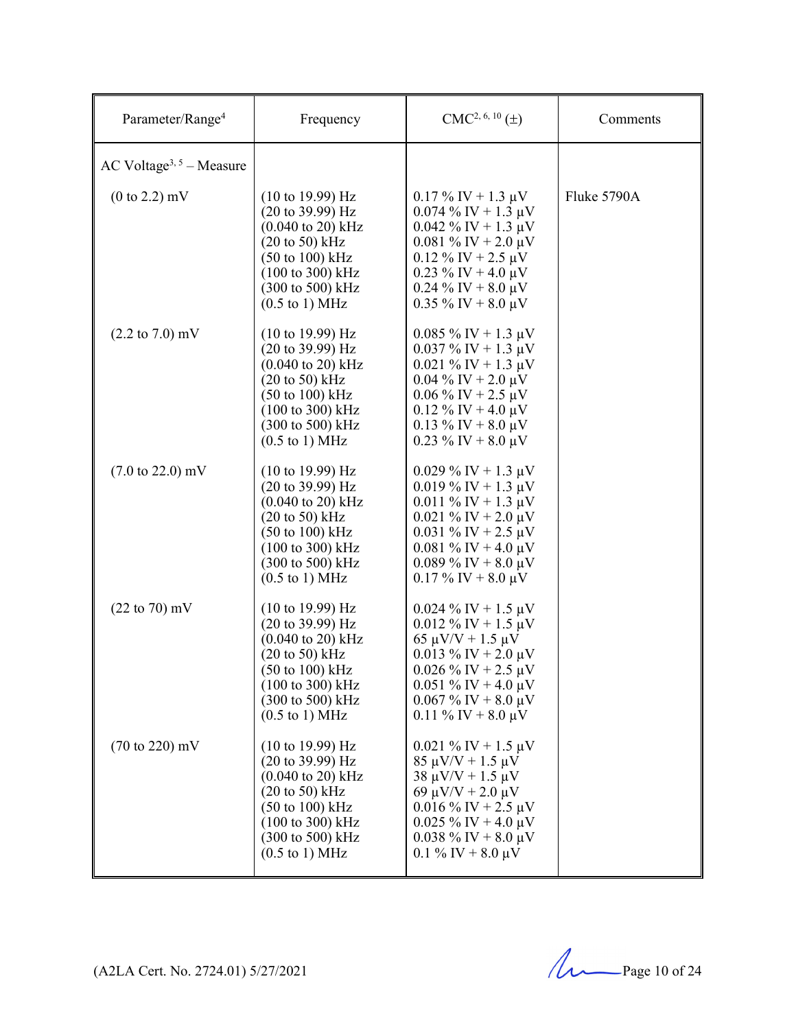| Parameter/Range[4] | Frequency | CMC[2, 6, 10] (±) | Comments |
|---|---|---|---|
| AC Voltage[3, 5] – Measure | | | |
| (0 to 2.2) mV | (10 to 19.99) Hz<br>(20 to 39.99) Hz<br>(0.040 to 20) kHz<br>(20 to 50) kHz<br>(50 to 100) kHz<br>(100 to 300) kHz<br>(300 to 500) kHz<br>(0.5 to 1) MHz | 0.17 % IV + 1.3 µV<br>0.074 % IV + 1.3 µV<br>0.042 % IV + 1.3 µV<br>0.081 % IV + 2.0 µV<br>0.12 % IV + 2.5 µV<br>0.23 % IV + 4.0 µV<br>0.24 % IV + 8.0 µV<br>0.35 % IV + 8.0 µV | Fluke 5790A |
| (2.2 to 7.0) mV | (10 to 19.99) Hz<br>(20 to 39.99) Hz<br>(0.040 to 20) kHz<br>(20 to 50) kHz<br>(50 to 100) kHz<br>(100 to 300) kHz<br>(300 to 500) kHz<br>(0.5 to 1) MHz | 0.085 % IV + 1.3 µV<br>0.037 % IV + 1.3 µV<br>0.021 % IV + 1.3 µV<br>0.04 % IV + 2.0 µV<br>0.06 % IV + 2.5 µV<br>0.12 % IV + 4.0 µV<br>0.13 % IV + 8.0 µV<br>0.23 % IV + 8.0 µV | |
| (7.0 to 22.0) mV | (10 to 19.99) Hz<br>(20 to 39.99) Hz<br>(0.040 to 20) kHz<br>(20 to 50) kHz<br>(50 to 100) kHz<br>(100 to 300) kHz<br>(300 to 500) kHz<br>(0.5 to 1) MHz | 0.029 % IV + 1.3 µV<br>0.019 % IV + 1.3 µV<br>0.011 % IV + 1.3 µV<br>0.021 % IV + 2.0 µV<br>0.031 % IV + 2.5 µV<br>0.081 % IV + 4.0 µV<br>0.089 % IV + 8.0 µV<br>0.17 % IV + 8.0 µV | |
| (22 to 70) mV | (10 to 19.99) Hz<br>(20 to 39.99) Hz<br>(0.040 to 20) kHz<br>(20 to 50) kHz<br>(50 to 100) kHz<br>(100 to 300) kHz<br>(300 to 500) kHz<br>(0.5 to 1) MHz | 0.024 % IV + 1.5 µV<br>0.012 % IV + 1.5 µV<br>65 µV/V + 1.5 µV<br>0.013 % IV + 2.0 µV<br>0.026 % IV + 2.5 µV<br>0.051 % IV + 4.0 µV<br>0.067 % IV + 8.0 µV<br>0.11 % IV + 8.0 µV | |
| (70 to 220) mV | (10 to 19.99) Hz<br>(20 to 39.99) Hz<br>(0.040 to 20) kHz<br>(20 to 50) kHz<br>(50 to 100) kHz<br>(100 to 300) kHz<br>(300 to 500) kHz<br>(0.5 to 1) MHz | 0.021 % IV + 1.5 µV<br>85 µV/V + 1.5 µV<br>38 µV/V + 1.5 µV<br>69 µV/V + 2.0 µV<br>0.016 % IV + 2.5 µV<br>0.025 % IV + 4.0 µV<br>0.038 % IV + 8.0 µV<br>0.1 % IV + 8.0 µV | |

(A2LA Cert. No. 2724.01) 5/27/2021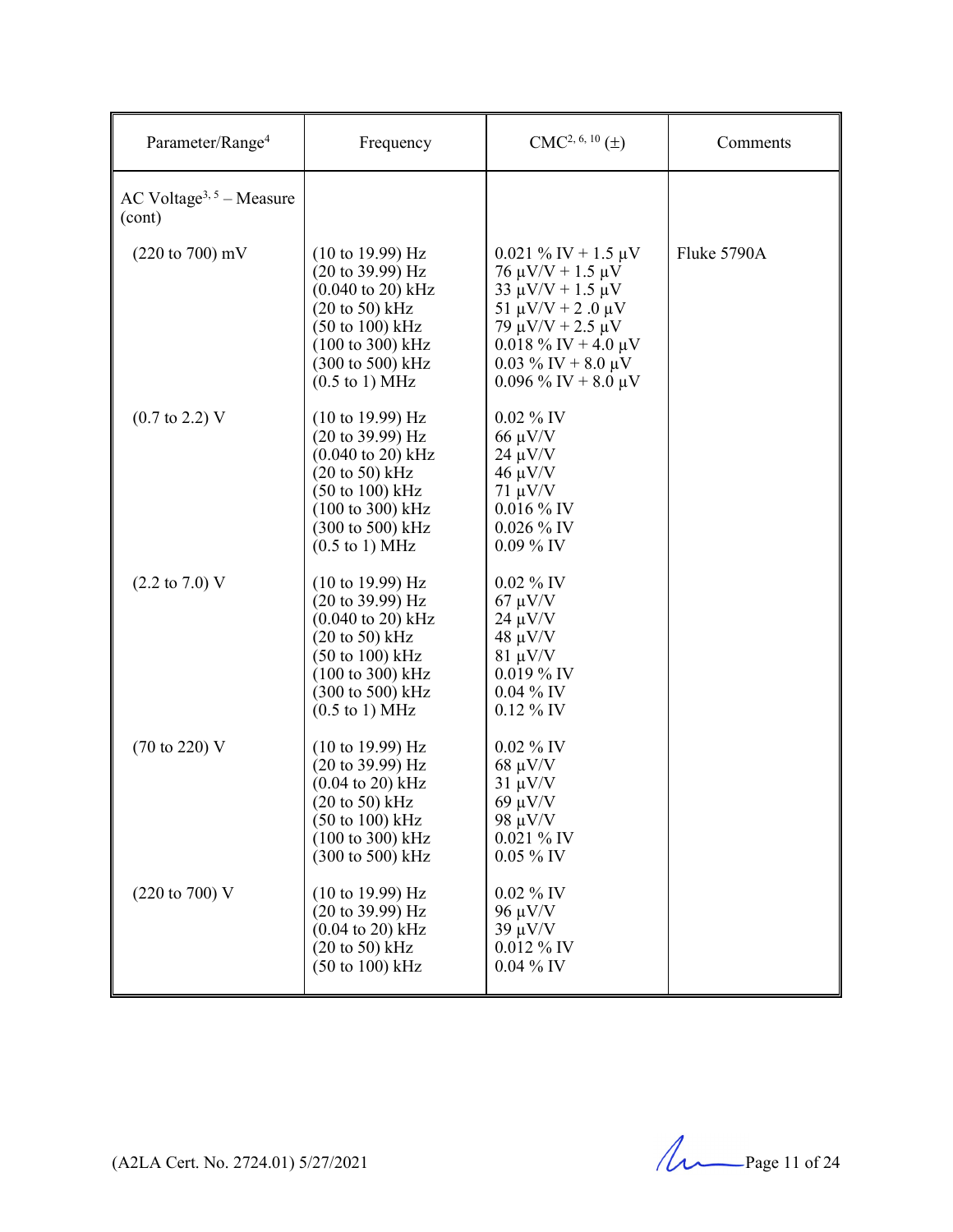| Parameter/Range[4] | Frequency | CMC[2, 6, 10] (±) | Comments |
|---|---|---|---|
| AC Voltage[3, 5] – Measure (cont) | | | |
| (220 to 700) mV | (10 to 19.99) Hz<br>(20 to 39.99) Hz<br>(0.040 to 20) kHz<br>(20 to 50) kHz<br>(50 to 100) kHz<br>(100 to 300) kHz<br>(300 to 500) kHz<br>(0.5 to 1) MHz | 0.021 % IV + 1.5 µV<br>76 µV/V + 1.5 µV<br>33 µV/V + 1.5 µV<br>51 µV/V + 2 .0 µV<br>79 µV/V + 2.5 µV<br>0.018 % IV + 4.0 µV<br>0.03 % IV + 8.0 µV<br>0.096 % IV + 8.0 µV | Fluke 5790A |
| (0.7 to 2.2) V | (10 to 19.99) Hz<br>(20 to 39.99) Hz<br>(0.040 to 20) kHz<br>(20 to 50) kHz<br>(50 to 100) kHz<br>(100 to 300) kHz<br>(300 to 500) kHz<br>(0.5 to 1) MHz | 0.02 % IV<br>66 µV/V<br>24 µV/V<br>46 µV/V<br>71 µV/V<br>0.016 % IV<br>0.026 % IV<br>0.09 % IV | |
| (2.2 to 7.0) V | (10 to 19.99) Hz<br>(20 to 39.99) Hz<br>(0.040 to 20) kHz<br>(20 to 50) kHz<br>(50 to 100) kHz<br>(100 to 300) kHz<br>(300 to 500) kHz<br>(0.5 to 1) MHz | 0.02 % IV<br>67 µV/V<br>24 µV/V<br>48 µV/V<br>81 µV/V<br>0.019 % IV<br>0.04 % IV<br>0.12 % IV | |
| (70 to 220) V | (10 to 19.99) Hz<br>(20 to 39.99) Hz<br>(0.04 to 20) kHz<br>(20 to 50) kHz<br>(50 to 100) kHz<br>(100 to 300) kHz<br>(300 to 500) kHz | 0.02 % IV<br>68 µV/V<br>31 µV/V<br>69 µV/V<br>98 µV/V<br>0.021 % IV<br>0.05 % IV | |
| (220 to 700) V | (10 to 19.99) Hz<br>(20 to 39.99) Hz<br>(0.04 to 20) kHz<br>(20 to 50) kHz<br>(50 to 100) kHz | 0.02 % IV<br>96 µV/V<br>39 µV/V<br>0.012 % IV<br>0.04 % IV | |

(A2LA Cert. No. 2724.01) 5/27/2021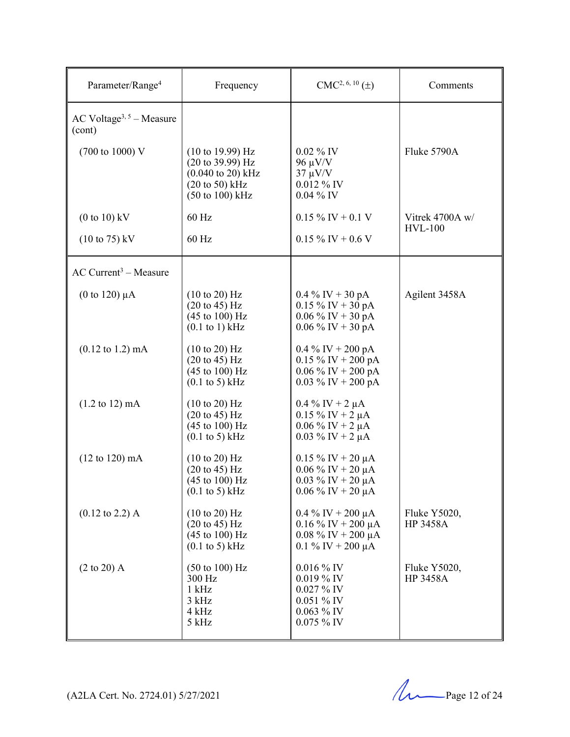| Parameter/Range[4] | Frequency | CMC[2, 6, 10] (±) | Comments |
|---|---|---|---|
| AC Voltage[3, 5] – Measure (cont) | | | |
| (700 to 1000) V | (10 to 19.99) Hz<br>(20 to 39.99) Hz<br>(0.040 to 20) kHz<br>(20 to 50) kHz<br>(50 to 100) kHz | 0.02 % IV<br>96 µV/V<br>37 µV/V<br>0.012 % IV<br>0.04 % IV | Fluke 5790A |
| (0 to 10) kV | 60 Hz | 0.15 % IV + 0.1 V | Vitrek 4700A w/ HVL-100 |
| (10 to 75) kV | 60 Hz | 0.15 % IV + 0.6 V | |
| AC Current[3] – Measure | | | |
| (0 to 120) µA | (10 to 20) Hz<br>(20 to 45) Hz<br>(45 to 100) Hz<br>(0.1 to 1) kHz | 0.4 % IV + 30 pA<br>0.15 % IV + 30 pA<br>0.06 % IV + 30 pA<br>0.06 % IV + 30 pA | Agilent 3458A |
| (0.12 to 1.2) mA | (10 to 20) Hz<br>(20 to 45) Hz<br>(45 to 100) Hz<br>(0.1 to 5) kHz | 0.4 % IV + 200 pA<br>0.15 % IV + 200 pA<br>0.06 % IV + 200 pA<br>0.03 % IV + 200 pA | |
| (1.2 to 12) mA | (10 to 20) Hz<br>(20 to 45) Hz<br>(45 to 100) Hz<br>(0.1 to 5) kHz | 0.4 % IV + 2 µA<br>0.15 % IV + 2 µA<br>0.06 % IV + 2 µA<br>0.03 % IV + 2 µA | |
| (12 to 120) mA | (10 to 20) Hz<br>(20 to 45) Hz<br>(45 to 100) Hz<br>(0.1 to 5) kHz | 0.15 % IV + 20 µA<br>0.06 % IV + 20 µA<br>0.03 % IV + 20 µA<br>0.06 % IV + 20 µA | |
| (0.12 to 2.2) A | (10 to 20) Hz<br>(20 to 45) Hz<br>(45 to 100) Hz<br>(0.1 to 5) kHz | 0.4 % IV + 200 µA<br>0.16 % IV + 200 µA<br>0.08 % IV + 200 µA<br>0.1 % IV + 200 µA | Fluke Y5020, HP 3458A |
| (2 to 20) A | (50 to 100) Hz<br>300 Hz<br>1 kHz<br>3 kHz<br>4 kHz<br>5 kHz | 0.016 % IV<br>0.019 % IV<br>0.027 % IV<br>0.051 % IV<br>0.063 % IV<br>0.075 % IV | Fluke Y5020, HP 3458A |

(A2LA Cert. No. 2724.01) 5/27/2021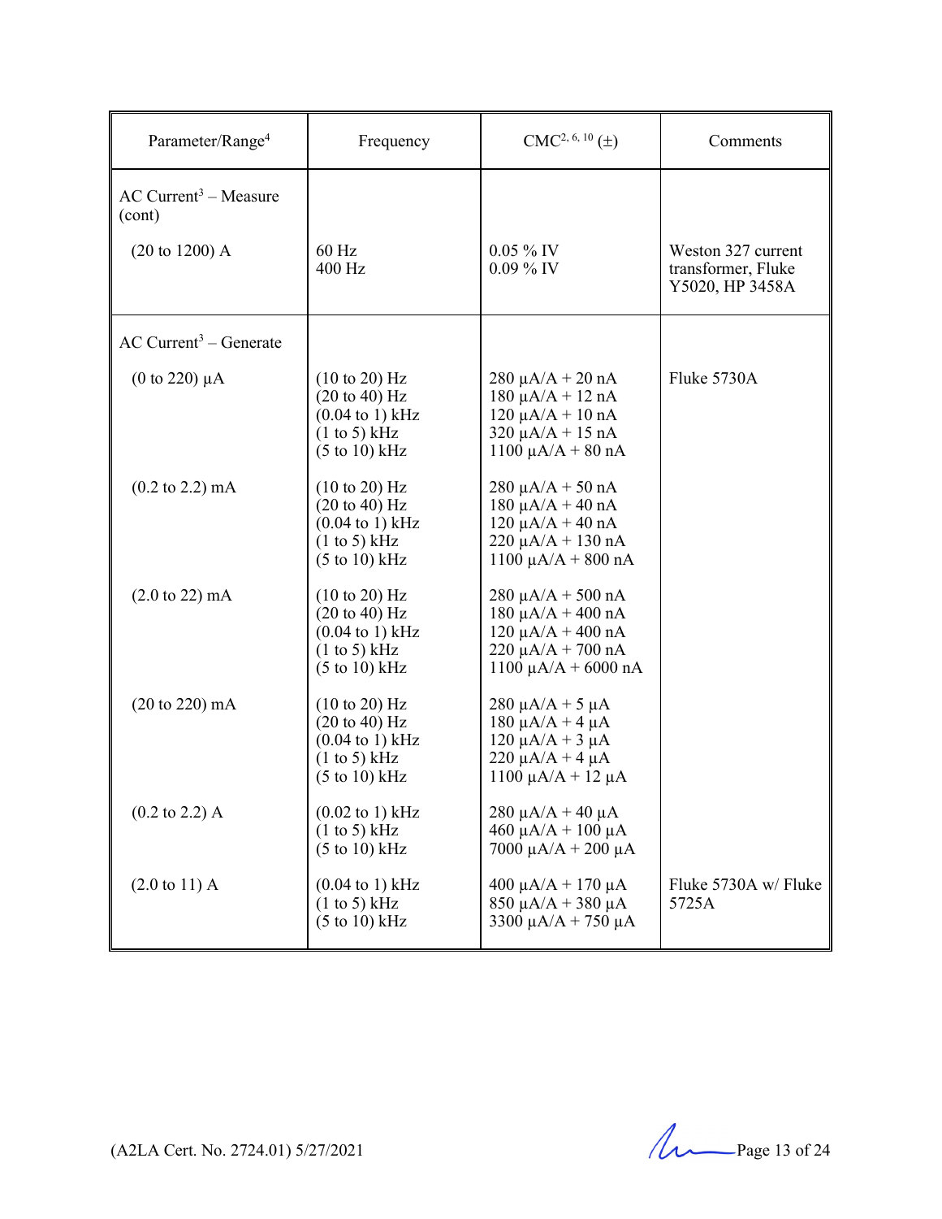| Parameter/Range[4] | Frequency | CMC[2, 6, 10] (±) | Comments |
|---|---|---|---|
| AC Current[3] – Measure (cont) | | | |
| (20 to 1200) A | 60 Hz<br>400 Hz | 0.05 % IV<br>0.09 % IV | Weston 327 current transformer, Fluke Y5020, HP 3458A |
| AC Current[3] – Generate | | | |
| (0 to 220) µA | (10 to 20) Hz<br>(20 to 40) Hz<br>(0.04 to 1) kHz<br>(1 to 5) kHz<br>(5 to 10) kHz | 280 µA/A + 20 nA<br>180 µA/A + 12 nA<br>120 µA/A + 10 nA<br>320 µA/A + 15 nA<br>1100 µA/A + 80 nA | Fluke 5730A |
| (0.2 to 2.2) mA | (10 to 20) Hz<br>(20 to 40) Hz<br>(0.04 to 1) kHz<br>(1 to 5) kHz<br>(5 to 10) kHz | 280 µA/A + 50 nA<br>180 µA/A + 40 nA<br>120 µA/A + 40 nA<br>220 µA/A + 130 nA<br>1100 µA/A + 800 nA | |
| (2.0 to 22) mA | (10 to 20) Hz<br>(20 to 40) Hz<br>(0.04 to 1) kHz<br>(1 to 5) kHz<br>(5 to 10) kHz | 280 µA/A + 500 nA<br>180 µA/A + 400 nA<br>120 µA/A + 400 nA<br>220 µA/A + 700 nA<br>1100 µA/A + 6000 nA | |
| (20 to 220) mA | (10 to 20) Hz<br>(20 to 40) Hz<br>(0.04 to 1) kHz<br>(1 to 5) kHz<br>(5 to 10) kHz | 280 µA/A + 5 µA<br>180 µA/A + 4 µA<br>120 µA/A + 3 µA<br>220 µA/A + 4 µA<br>1100 µA/A + 12 µA | |
| (0.2 to 2.2) A | (0.02 to 1) kHz<br>(1 to 5) kHz<br>(5 to 10) kHz | 280 µA/A + 40 µA<br>460 µA/A + 100 µA<br>7000 µA/A + 200 µA | |
| (2.0 to 11) A | (0.04 to 1) kHz<br>(1 to 5) kHz<br>(5 to 10) kHz | 400 µA/A + 170 µA<br>850 µA/A + 380 µA<br>3300 µA/A + 750 µA | Fluke 5730A w/ Fluke 5725A |

(A2LA Cert. No. 2724.01) 5/27/2021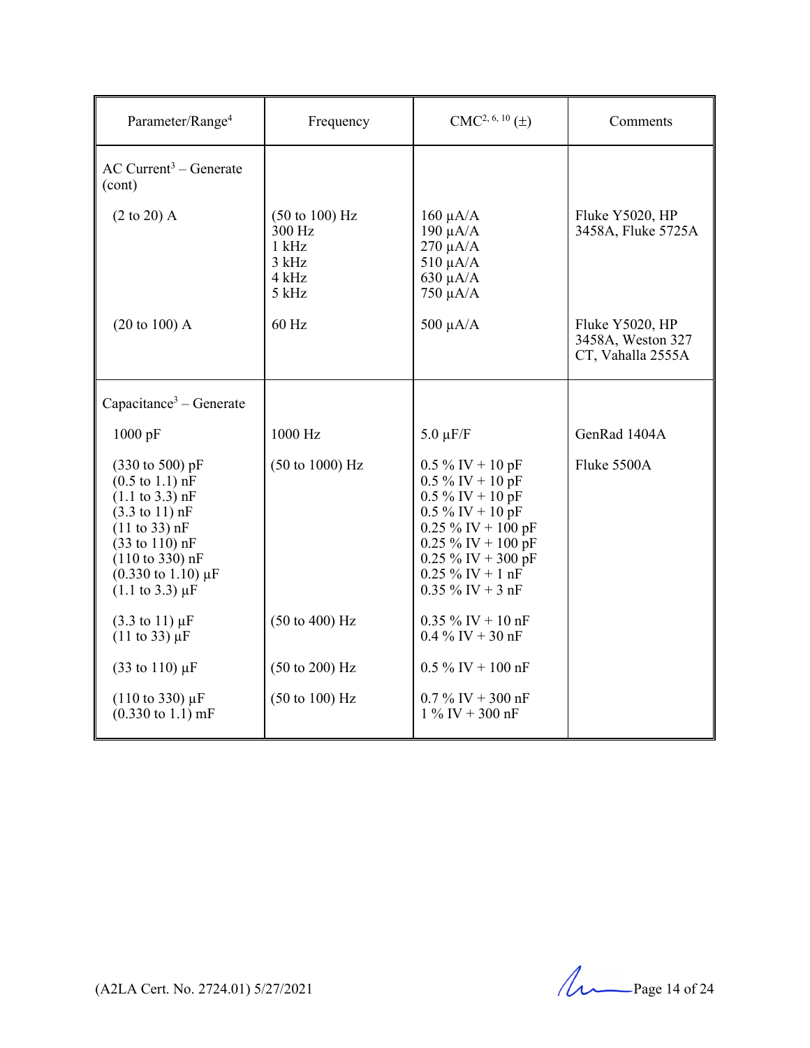| Parameter/Range[4] | Frequency | CMC[2, 6, 10] (±) | Comments |
|---|---|---|---|
| AC Current[3] – Generate (cont) | | | |
| (2 to 20) A | (50 to 100) Hz | 160 µA/A | Fluke Y5020, HP 3458A, Fluke 5725A |
| | 300 Hz | 190 µA/A | |
| | 1 kHz | 270 µA/A | |
| | 3 kHz | 510 µA/A | |
| | 4 kHz | 630 µA/A | |
| | 5 kHz | 750 µA/A | |
| (20 to 100) A | 60 Hz | 500 µA/A | Fluke Y5020, HP 3458A, Weston 327 CT, Vahalla 2555A |
| Capacitance[3] – Generate | | | |
| 1000 pF | 1000 Hz | 5.0 µF/F | GenRad 1404A |
| (330 to 500) pF | (50 to 1000) Hz | 0.5 % IV + 10 pF | Fluke 5500A |
| (0.5 to 1.1) nF | | 0.5 % IV + 10 pF | |
| (1.1 to 3.3) nF | | 0.5 % IV + 10 pF | |
| (3.3 to 11) nF | | 0.5 % IV + 10 pF | |
| (11 to 33) nF | | 0.25 % IV + 100 pF | |
| (33 to 110) nF | | 0.25 % IV + 100 pF | |
| (110 to 330) nF | | 0.25 % IV + 300 pF | |
| (0.330 to 1.10) µF | | 0.25 % IV + 1 nF | |
| (1.1 to 3.3) µF | | 0.35 % IV + 3 nF | |
| (3.3 to 11) µF | (50 to 400) Hz | 0.35 % IV + 10 nF | |
| (11 to 33) µF | | 0.4 % IV + 30 nF | |
| (33 to 110) µF | (50 to 200) Hz | 0.5 % IV + 100 nF | |
| (110 to 330) µF | (50 to 100) Hz | 0.7 % IV + 300 nF | |
| (0.330 to 1.1) mF | | 1 % IV + 300 nF | |

(A2LA Cert. No. 2724.01) 5/27/2021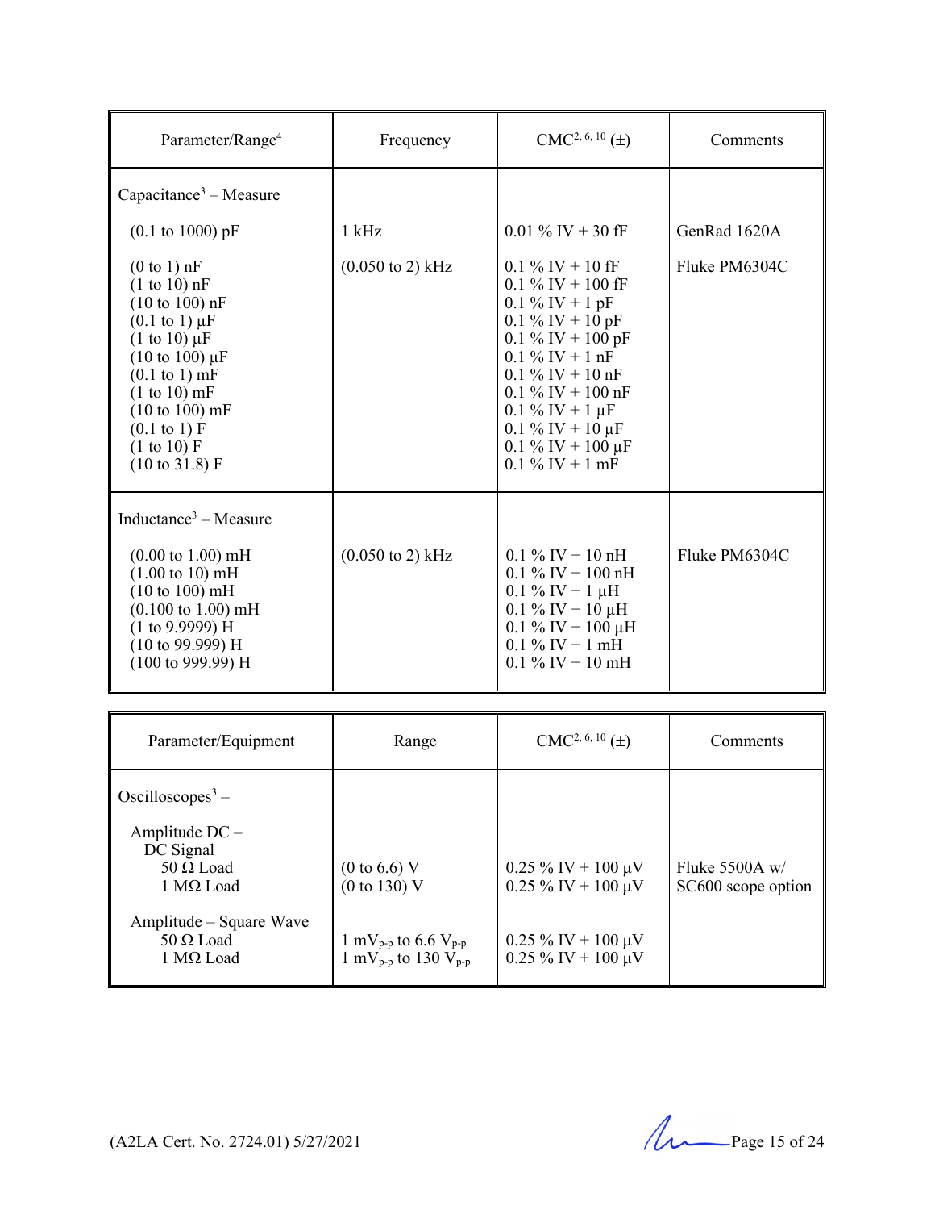| Parameter/Range[4] | Frequency | CMC[2, 6, 10] (±) | Comments |
|---|---|---|---|
| Capacitance[3] – Measure | | | |
| (0.1 to 1000) pF | 1 kHz | 0.01 % IV + 30 fF | GenRad 1620A |
| (0 to 1) nF | (0.050 to 2) kHz | 0.1 % IV + 10 fF | Fluke PM6304C |
| (1 to 10) nF | | 0.1 % IV + 100 fF | |
| (10 to 100) nF | | 0.1 % IV + 1 pF | |
| (0.1 to 1) µF | | 0.1 % IV + 10 pF | |
| (1 to 10) µF | | 0.1 % IV + 100 pF | |
| (10 to 100) µF | | 0.1 % IV + 1 nF | |
| (0.1 to 1) mF | | 0.1 % IV + 10 nF | |
| (1 to 10) mF | | 0.1 % IV + 100 nF | |
| (10 to 100) mF | | 0.1 % IV + 1 µF | |
| (0.1 to 1) F | | 0.1 % IV + 10 µF | |
| (1 to 10) F | | 0.1 % IV + 100 µF | |
| (10 to 31.8) F | | 0.1 % IV + 1 mF | |
| Inductance[3] – Measure | | | |
| (0.00 to 1.00) mH | (0.050 to 2) kHz | 0.1 % IV + 10 nH | Fluke PM6304C |
| (1.00 to 10) mH | | 0.1 % IV + 100 nH | |
| (10 to 100) mH | | 0.1 % IV + 1 µH | |
| (0.100 to 1.00) mH | | 0.1 % IV + 10 µH | |
| (1 to 9.9999) H | | 0.1 % IV + 100 µH | |
| (10 to 99.999) H | | 0.1 % IV + 1 mH | |
| (100 to 999.99) H | | 0.1 % IV + 10 mH | |

| Parameter/Equipment | Range | CMC[2, 6, 10] (±) | Comments |
|---|---|---|---|
| Oscilloscopes[3] – | | | |
| Amplitude DC – DC Signal | | | |
| 50 Ω Load | (0 to 6.6) V | 0.25 % IV + 100 µV | Fluke 5500A w/ SC600 scope option |
| 1 MΩ Load | (0 to 130) V | 0.25 % IV + 100 µV | |
| Amplitude – Square Wave | | | |
| 50 Ω Load | 1 $mV_{p-p}$ to 6.6 $V_{p-p}$ | 0.25 % IV + 100 µV | |
| 1 MΩ Load | 1 $mV_{p-p}$ to 130 $V_{p-p}$ | 0.25 % IV + 100 µV | |

(A2LA Cert. No. 2724.01) 5/27/2021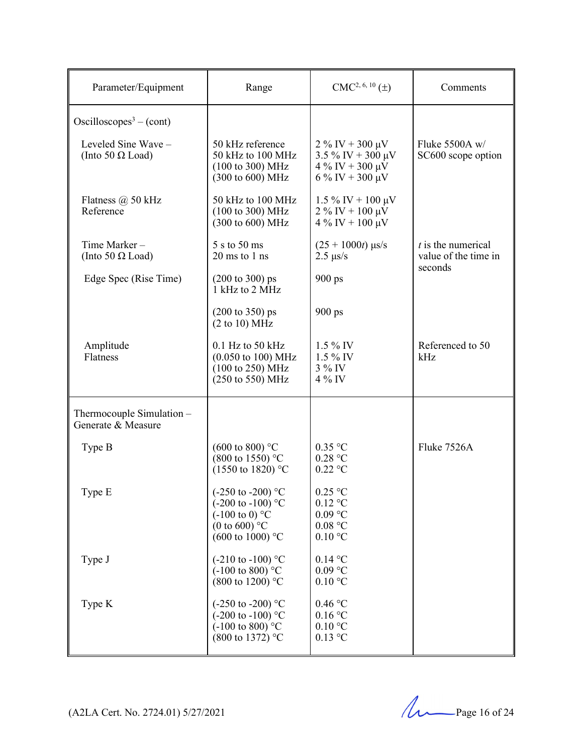| Parameter/Equipment | Range | CMC[2, 6, 10] (±) | Comments |
|---|---|---|---|
| Oscilloscopes[3] – (cont) | | | |
| Leveled Sine Wave – (Into 50 Ω Load) | 50 kHz reference<br>50 kHz to 100 MHz<br>(100 to 300) MHz<br>(300 to 600) MHz | 2 % IV + 300 µV<br>3.5 % IV + 300 µV<br>4 % IV + 300 µV<br>6 % IV + 300 µV | Fluke 5500A w/ SC600 scope option |
| Flatness @ 50 kHz Reference | 50 kHz to 100 MHz<br>(100 to 300) MHz<br>(300 to 600) MHz | 1.5 % IV + 100 µV<br>2 % IV + 100 µV<br>4 % IV + 100 µV | |
| Time Marker – (Into 50 Ω Load) | 5 s to 50 ms<br>20 ms to 1 ns | (25 + 1000*t*) µs/s<br>2.5 µs/s | *t* is the numerical value of the time in seconds |
| Edge Spec (Rise Time) | (200 to 300) ps<br>1 kHz to 2 MHz | 900 ps | |
| | (200 to 350) ps<br>(2 to 10) MHz | 900 ps | |
| Amplitude Flatness | 0.1 Hz to 50 kHz<br>(0.050 to 100) MHz<br>(100 to 250) MHz<br>(250 to 550) MHz | 1.5 % IV<br>1.5 % IV<br>3 % IV<br>4 % IV | Referenced to 50 kHz |
| Thermocouple Simulation – Generate & Measure | | | |
| Type B | (600 to 800) °C<br>(800 to 1550) °C<br>(1550 to 1820) °C | 0.35 °C<br>0.28 °C<br>0.22 °C | Fluke 7526A |
| Type E | (-250 to -200) °C<br>(-200 to -100) °C<br>(-100 to 0) °C<br>(0 to 600) °C<br>(600 to 1000) °C | 0.25 °C<br>0.12 °C<br>0.09 °C<br>0.08 °C<br>0.10 °C | |
| Type J | (-210 to -100) °C<br>(-100 to 800) °C<br>(800 to 1200) °C | 0.14 °C<br>0.09 °C<br>0.10 °C | |
| Type K | (-250 to -200) °C<br>(-200 to -100) °C<br>(-100 to 800) °C<br>(800 to 1372) °C | 0.46 °C<br>0.16 °C<br>0.10 °C<br>0.13 °C | |

(A2LA Cert. No. 2724.01) 5/27/2021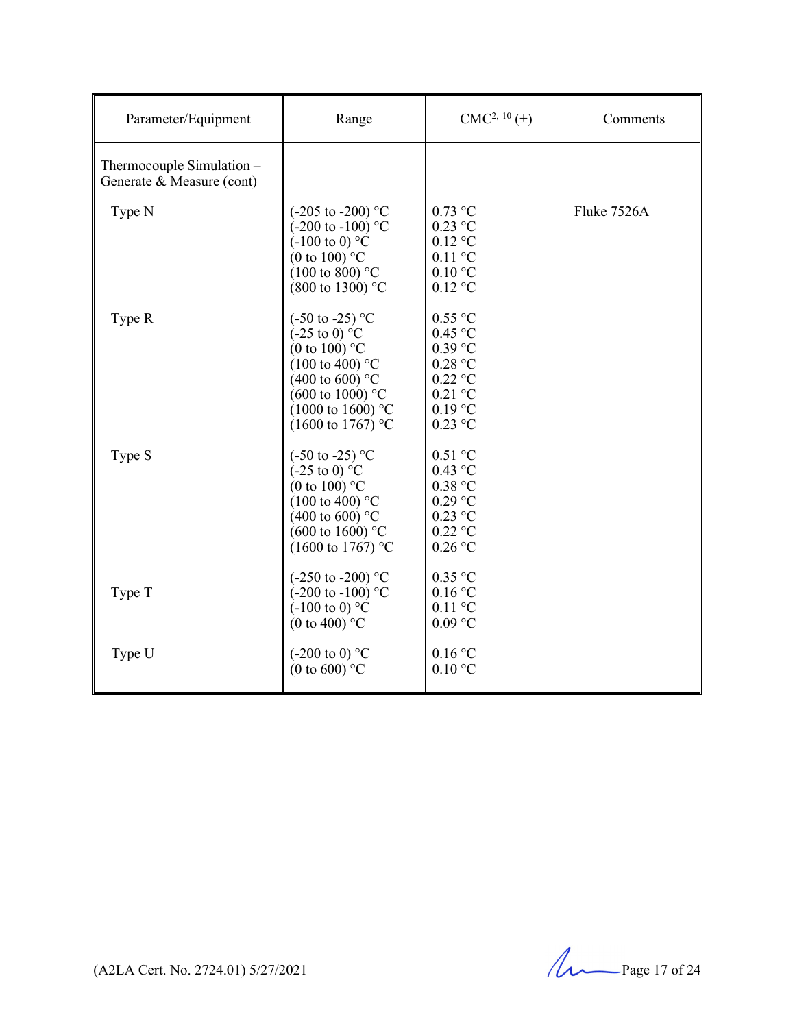| Parameter/Equipment | Range | CMC[2, 10] (±) | Comments |
|---|---|---|---|
| Thermocouple Simulation – Generate & Measure (cont) | | | |
| Type N | (-205 to -200) °C<br>(-200 to -100) °C<br>(-100 to 0) °C<br>(0 to 100) °C<br>(100 to 800) °C<br>(800 to 1300) °C | 0.73 °C<br>0.23 °C<br>0.12 °C<br>0.11 °C<br>0.10 °C<br>0.12 °C | Fluke 7526A |
| Type R | (-50 to -25) °C<br>(-25 to 0) °C<br>(0 to 100) °C<br>(100 to 400) °C<br>(400 to 600) °C<br>(600 to 1000) °C<br>(1000 to 1600) °C<br>(1600 to 1767) °C | 0.55 °C<br>0.45 °C<br>0.39 °C<br>0.28 °C<br>0.22 °C<br>0.21 °C<br>0.19 °C<br>0.23 °C | |
| Type S | (-50 to -25) °C<br>(-25 to 0) °C<br>(0 to 100) °C<br>(100 to 400) °C<br>(400 to 600) °C<br>(600 to 1600) °C<br>(1600 to 1767) °C | 0.51 °C<br>0.43 °C<br>0.38 °C<br>0.29 °C<br>0.23 °C<br>0.22 °C<br>0.26 °C | |
| Type T | (-250 to -200) °C<br>(-200 to -100) °C<br>(-100 to 0) °C<br>(0 to 400) °C | 0.35 °C<br>0.16 °C<br>0.11 °C<br>0.09 °C | |
| Type U | (-200 to 0) °C<br>(0 to 600) °C | 0.16 °C<br>0.10 °C | |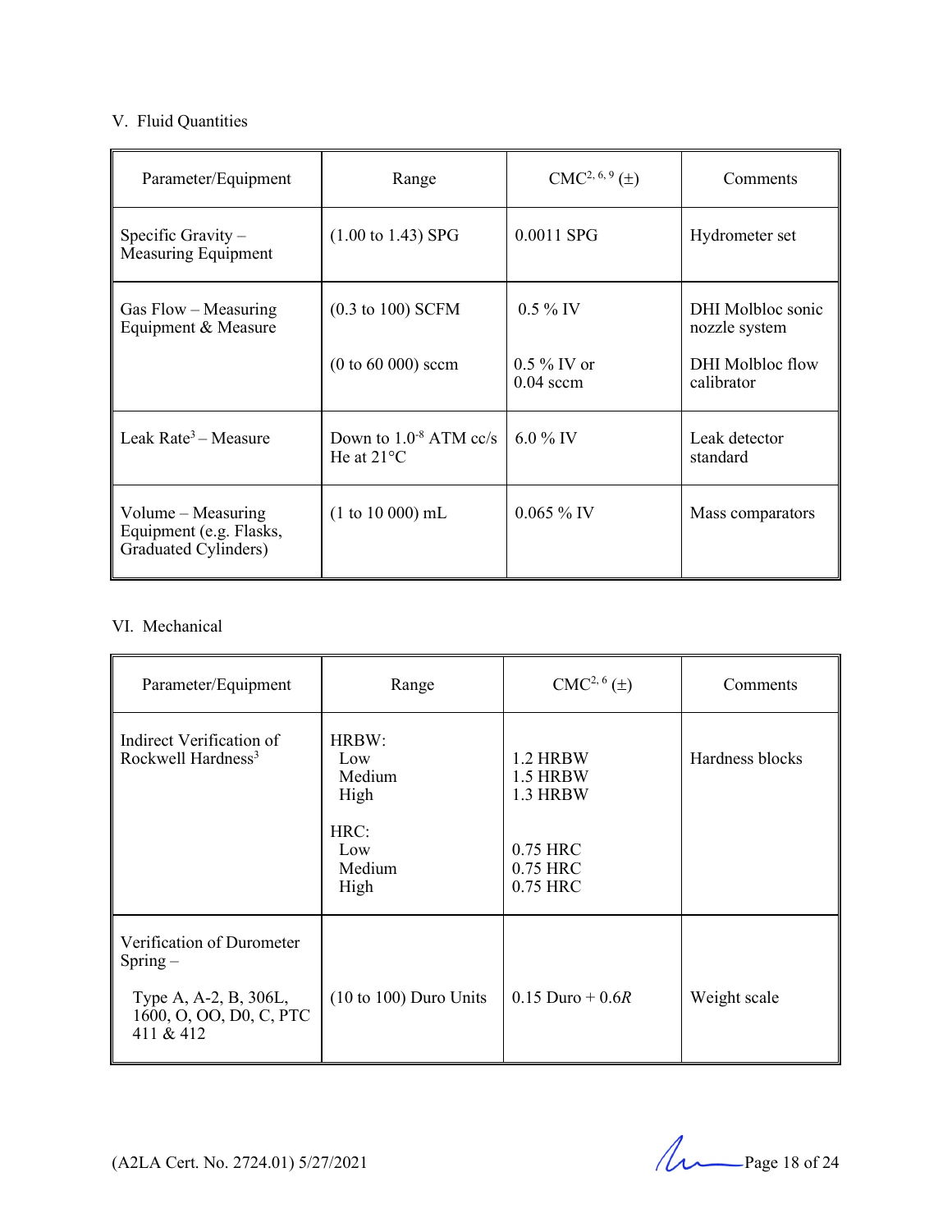## V. Fluid Quantities

| Parameter/Equipment | Range | CMC[2, 6, 9] (±) | Comments |
|---|---|---|---|
| Specific Gravity – Measuring Equipment | (1.00 to 1.43) SPG | 0.0011 SPG | Hydrometer set |
| Gas Flow – Measuring Equipment & Measure | (0.3 to 100) SCFM<br><br>(0 to 60 000) sccm | 0.5 % IV<br><br>0.5 % IV or 0.04 sccm | DHI Molbloc sonic nozzle system<br><br>DHI Molbloc flow calibrator |
| Leak Rate[3] – Measure | Down to $1.0^{-8}$ ATM cc/s He at 21°C | 6.0 % IV | Leak detector standard |
| Volume – Measuring Equipment (e.g. Flasks, Graduated Cylinders) | (1 to 10 000) mL | 0.065 % IV | Mass comparators |

## VI. Mechanical

| Parameter/Equipment | Range | CMC[2, 6] (±) | Comments |
|---|---|---|---|
| Indirect Verification of Rockwell Hardness[3] | HRBW:<br>Low<br>Medium<br>High<br><br>HRC:<br>Low<br>Medium<br>High | <br>1.2 HRBW<br>1.5 HRBW<br>1.3 HRBW<br><br><br>0.75 HRC<br>0.75 HRC<br>0.75 HRC | Hardness blocks |
| Verification of Durometer Spring –<br><br>Type A, A-2, B, 306L, 1600, O, OO, D0, C, PTC 411 & 412 | (10 to 100) Duro Units | 0.15 Duro + 0.6*R* | Weight scale |

(A2LA Cert. No. 2724.01) 5/27/2021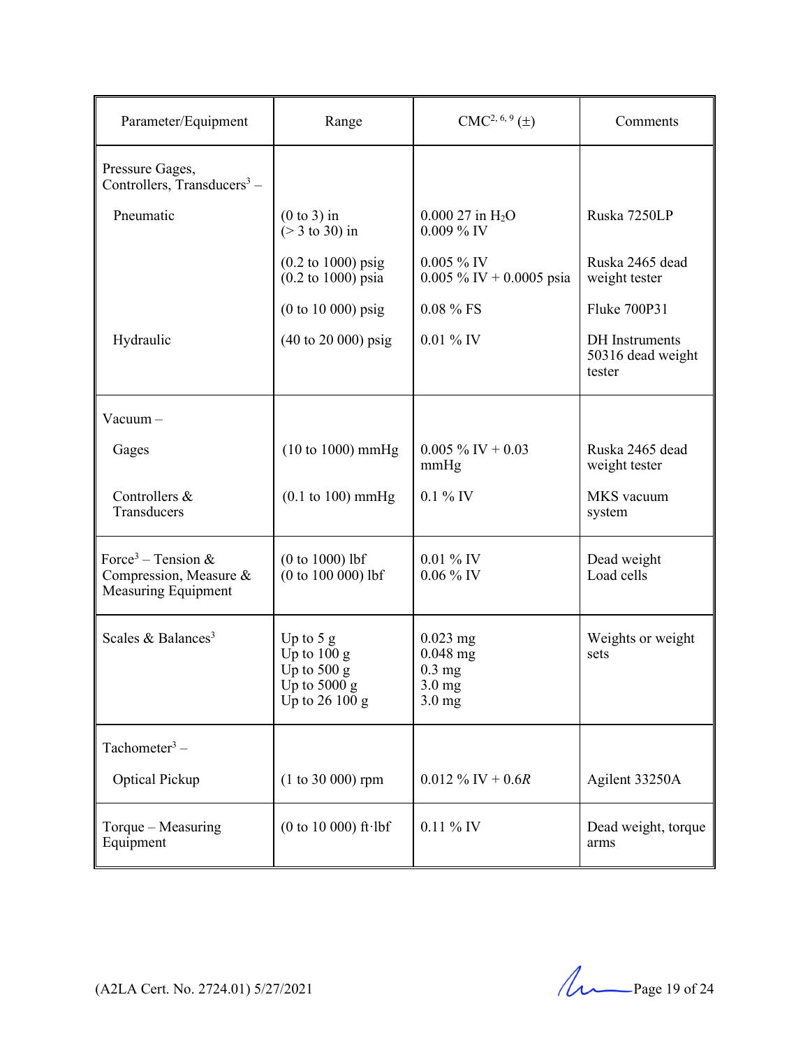| Parameter/Equipment | Range | CMC[2, 6, 9] (±) | Comments |
|---|---|---|---|
| Pressure Gages, Controllers, Transducers[3] – | | | |
| Pneumatic | (0 to 3) in<br>(> 3 to 30) in | 0.000 27 in $H_2O$<br>0.009 % IV | Ruska 7250LP |
| | (0.2 to 1000) psig<br>(0.2 to 1000) psia | 0.005 % IV<br>0.005 % IV + 0.0005 psia | Ruska 2465 dead weight tester |
| | (0 to 10 000) psig | 0.08 % FS | Fluke 700P31 |
| Hydraulic | (40 to 20 000) psig | 0.01 % IV | DH Instruments 50316 dead weight tester |
| Vacuum – | | | |
| Gages | (10 to 1000) mmHg | 0.005 % IV + 0.03 mmHg | Ruska 2465 dead weight tester |
| Controllers & Transducers | (0.1 to 100) mmHg | 0.1 % IV | MKS vacuum system |
| Force[3] – Tension & Compression, Measure & Measuring Equipment | (0 to 1000) lbf<br>(0 to 100 000) lbf | 0.01 % IV<br>0.06 % IV | Dead weight<br>Load cells |
| Scales & Balances[3] | Up to 5 g<br>Up to 100 g<br>Up to 500 g<br>Up to 5000 g<br>Up to 26 100 g | 0.023 mg<br>0.048 mg<br>0.3 mg<br>3.0 mg<br>3.0 mg | Weights or weight sets |
| Tachometer[3] – | | | |
| Optical Pickup | (1 to 30 000) rpm | 0.012 % IV + 0.6*R* | Agilent 33250A |
| Torque – Measuring Equipment | (0 to 10 000) ft·lbf | 0.11 % IV | Dead weight, torque arms |

(A2LA Cert. No. 2724.01) 5/27/2021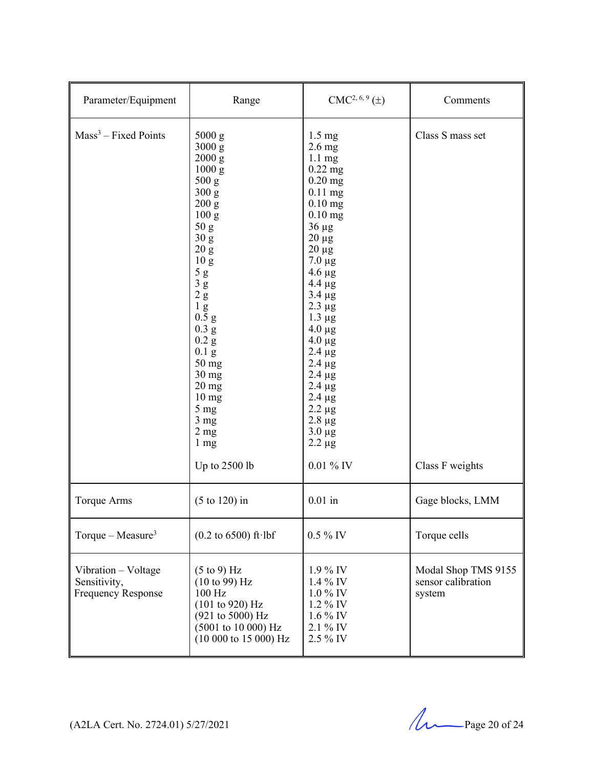| Parameter/Equipment | Range | CMC[2, 6, 9] (±) | Comments |
|---|---|---|---|
| Mass[3] – Fixed Points | 5000 g<br>3000 g<br>2000 g<br>1000 g<br>500 g<br>300 g<br>200 g<br>100 g<br>50 g<br>30 g<br>20 g<br>10 g<br>5 g<br>3 g<br>2 g<br>1 g<br>0.5 g<br>0.3 g<br>0.2 g<br>0.1 g<br>50 mg<br>30 mg<br>20 mg<br>10 mg<br>5 mg<br>3 mg<br>2 mg<br>1 mg | 1.5 mg<br>2.6 mg<br>1.1 mg<br>0.22 mg<br>0.20 mg<br>0.11 mg<br>0.10 mg<br>0.10 mg<br>36 µg<br>20 µg<br>20 µg<br>7.0 µg<br>4.6 µg<br>4.4 µg<br>3.4 µg<br>2.3 µg<br>1.3 µg<br>4.0 µg<br>4.0 µg<br>2.4 µg<br>2.4 µg<br>2.4 µg<br>2.4 µg<br>2.4 µg<br>2.2 µg<br>2.8 µg<br>3.0 µg<br>2.2 µg | Class S mass set |
| | Up to 2500 lb | 0.01 % IV | Class F weights |
| Torque Arms | (5 to 120) in | 0.01 in | Gage blocks, LMM |
| Torque – Measure[3] | (0.2 to 6500) ft·lbf | 0.5 % IV | Torque cells |
| Vibration – Voltage Sensitivity, Frequency Response | (5 to 9) Hz<br>(10 to 99) Hz<br>100 Hz<br>(101 to 920) Hz<br>(921 to 5000) Hz<br>(5001 to 10 000) Hz<br>(10 000 to 15 000) Hz | 1.9 % IV<br>1.4 % IV<br>1.0 % IV<br>1.2 % IV<br>1.6 % IV<br>2.1 % IV<br>2.5 % IV | Modal Shop TMS 9155 sensor calibration system |

(A2LA Cert. No. 2724.01) 5/27/2021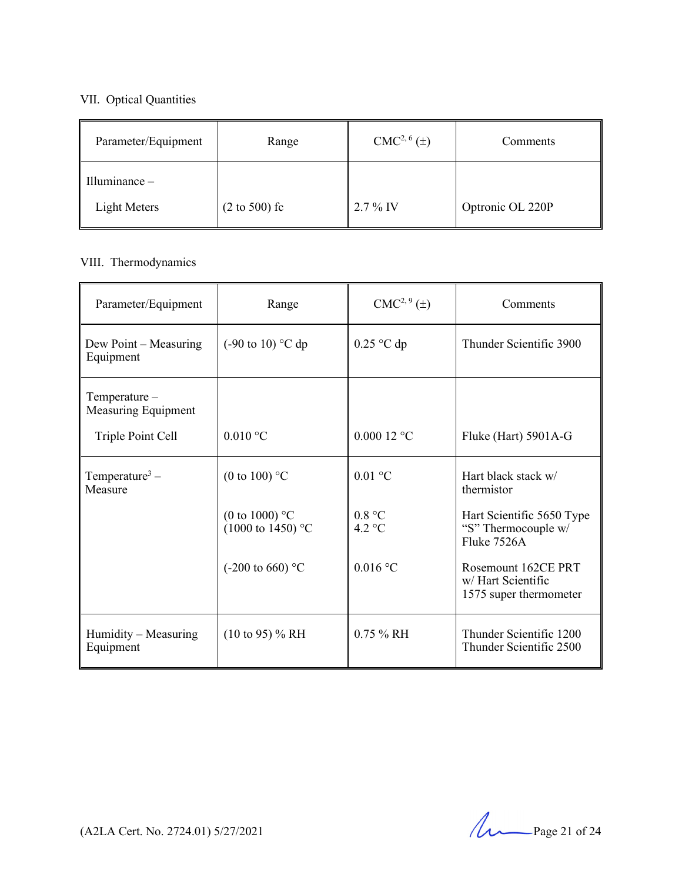VII. Optical Quantities

| Parameter/Equipment | Range | CMC[2, 6] (±) | Comments |
|---|---|---|---|
| Illuminance – Light Meters | (2 to 500) fc | 2.7 % IV | Optronic OL 220P |

VIII. Thermodynamics

| Parameter/Equipment | Range | CMC[2, 9] (±) | Comments |
|---|---|---|---|
| Dew Point – Measuring Equipment | (-90 to 10) °C dp | 0.25 °C dp | Thunder Scientific 3900 |
| Temperature – Measuring Equipment<br>Triple Point Cell | 0.010 °C | 0.000 12 °C | Fluke (Hart) 5901A-G |
| Temperature[3] – Measure | (0 to 100) °C | 0.01 °C | Hart black stack w/ thermistor |
| | (0 to 1000) °C<br>(1000 to 1450) °C | 0.8 °C<br>4.2 °C | Hart Scientific 5650 Type "S" Thermocouple w/ Fluke 7526A |
| | (-200 to 660) °C | 0.016 °C | Rosemount 162CE PRT w/ Hart Scientific 1575 super thermometer |
| Humidity – Measuring Equipment | (10 to 95) % RH | 0.75 % RH | Thunder Scientific 1200<br>Thunder Scientific 2500 |

(A2LA Cert. No. 2724.01) 5/27/2021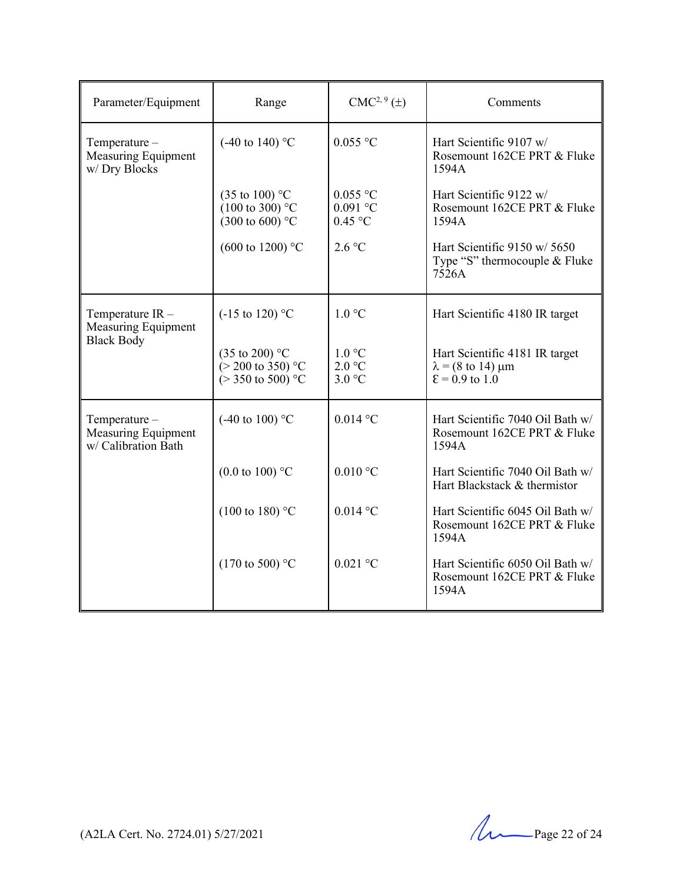| Parameter/Equipment | Range | CMC[2, 9] (±) | Comments |
|---|---|---|---|
| Temperature – Measuring Equipment w/ Dry Blocks | (-40 to 140) °C | 0.055 °C | Hart Scientific 9107 w/ Rosemount 162CE PRT & Fluke 1594A |
| | (35 to 100) °C<br>(100 to 300) °C<br>(300 to 600) °C | 0.055 °C<br>0.091 °C<br>0.45 °C | Hart Scientific 9122 w/ Rosemount 162CE PRT & Fluke 1594A |
| | (600 to 1200) °C | 2.6 °C | Hart Scientific 9150 w/ 5650 Type "S" thermocouple & Fluke 7526A |
| Temperature IR – Measuring Equipment Black Body | (-15 to 120) °C | 1.0 °C | Hart Scientific 4180 IR target |
| | (35 to 200) °C<br>(> 200 to 350) °C<br>(> 350 to 500) °C | 1.0 °C<br>2.0 °C<br>3.0 °C | Hart Scientific 4181 IR target<br>$\lambda$ = (8 to 14) μm<br>$\mathcal{E}$ = 0.9 to 1.0 |
| Temperature – Measuring Equipment w/ Calibration Bath | (-40 to 100) °C | 0.014 °C | Hart Scientific 7040 Oil Bath w/ Rosemount 162CE PRT & Fluke 1594A |
| | (0.0 to 100) °C | 0.010 °C | Hart Scientific 7040 Oil Bath w/ Hart Blackstack & thermistor |
| | (100 to 180) °C | 0.014 °C | Hart Scientific 6045 Oil Bath w/ Rosemount 162CE PRT & Fluke 1594A |
| | (170 to 500) °C | 0.021 °C | Hart Scientific 6050 Oil Bath w/ Rosemount 162CE PRT & Fluke 1594A |

(A2LA Cert. No. 2724.01) 5/27/2021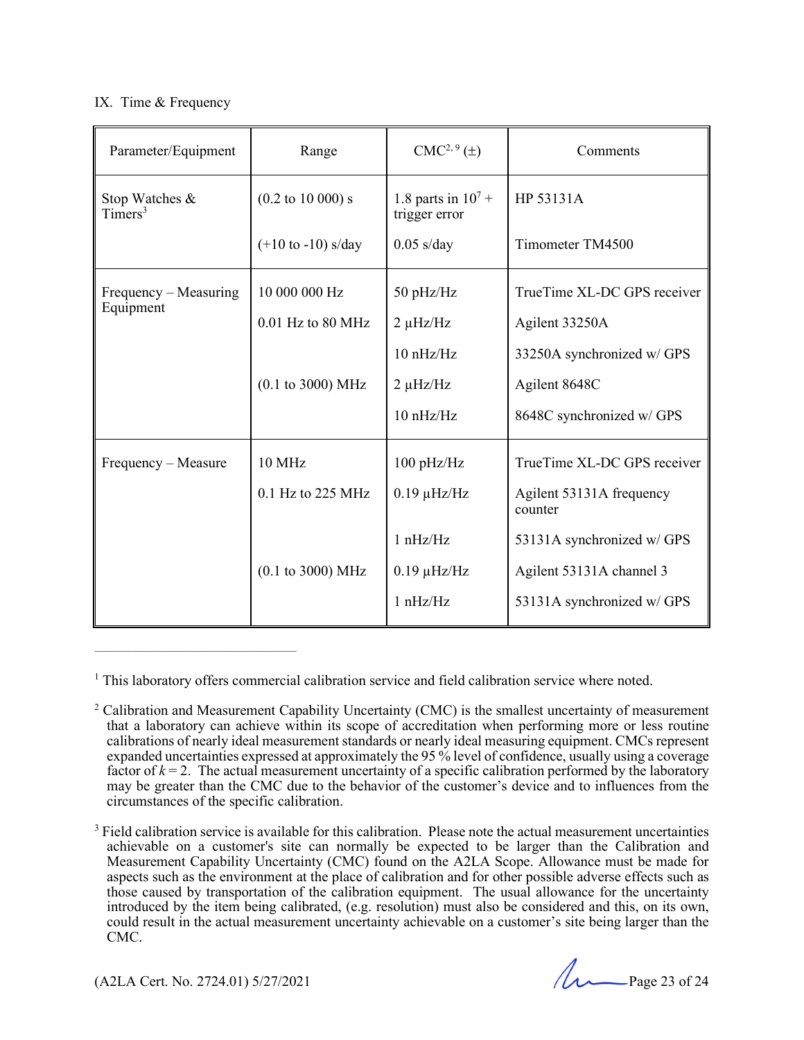IX. Time & Frequency

| Parameter/Equipment | Range | CMC[2, 9] (±) | Comments |
|---|---|---|---|
| Stop Watches & Timers[3] | (0.2 to 10 000) s | 1.8 parts in $10^7$ + trigger error | HP 53131A |
| | (+10 to -10) s/day | 0.05 s/day | Timometer TM4500 |
| Frequency – Measuring Equipment | 10 000 000 Hz | 50 pHz/Hz | TrueTime XL-DC GPS receiver |
| | 0.01 Hz to 80 MHz | 2 µHz/Hz | Agilent 33250A |
| | | 10 nHz/Hz | 33250A synchronized w/ GPS |
| | (0.1 to 3000) MHz | 2 µHz/Hz | Agilent 8648C |
| | | 10 nHz/Hz | 8648C synchronized w/ GPS |
| Frequency – Measure | 10 MHz | 100 pHz/Hz | TrueTime XL-DC GPS receiver |
| | 0.1 Hz to 225 MHz | 0.19 µHz/Hz | Agilent 53131A frequency counter |
| | | 1 nHz/Hz | 53131A synchronized w/ GPS |
| | (0.1 to 3000) MHz | 0.19 µHz/Hz | Agilent 53131A channel 3 |
| | | 1 nHz/Hz | 53131A synchronized w/ GPS |

---

[1] This laboratory offers commercial calibration service and field calibration service where noted.

[2] Calibration and Measurement Capability Uncertainty (CMC) is the smallest uncertainty of measurement that a laboratory can achieve within its scope of accreditation when performing more or less routine calibrations of nearly ideal measurement standards or nearly ideal measuring equipment. CMCs represent expanded uncertainties expressed at approximately the 95 % level of confidence, usually using a coverage factor of $k = 2$. The actual measurement uncertainty of a specific calibration performed by the laboratory may be greater than the CMC due to the behavior of the customer's device and to influences from the circumstances of the specific calibration.

[3] Field calibration service is available for this calibration. Please note the actual measurement uncertainties achievable on a customer's site can normally be expected to be larger than the Calibration and Measurement Capability Uncertainty (CMC) found on the A2LA Scope. Allowance must be made for aspects such as the environment at the place of calibration and for other possible adverse effects such as those caused by transportation of the calibration equipment. The usual allowance for the uncertainty introduced by the item being calibrated, (e.g. resolution) must also be considered and this, on its own, could result in the actual measurement uncertainty achievable on a customer's site being larger than the CMC.

(A2LA Cert. No. 2724.01) 5/27/2021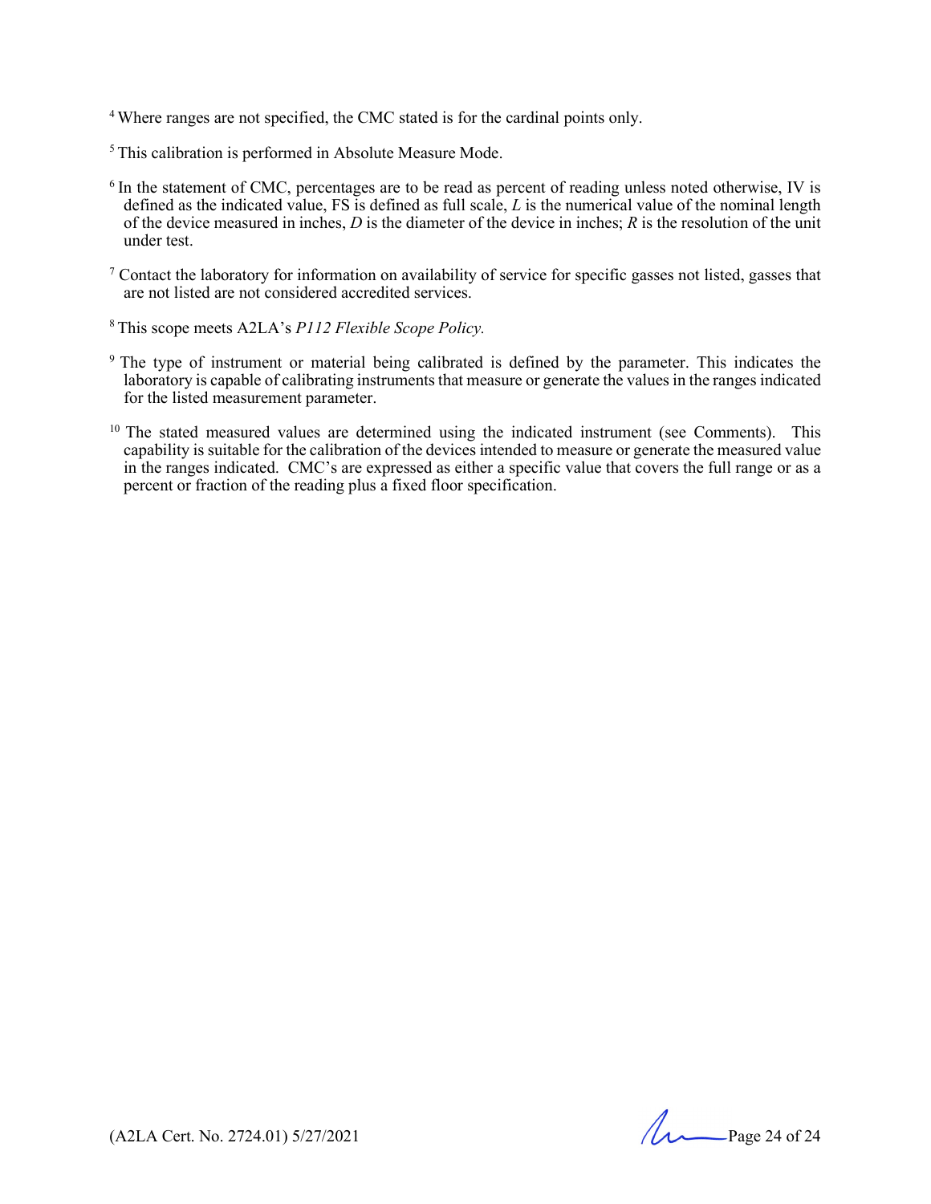[4] Where ranges are not specified, the CMC stated is for the cardinal points only.

[5] This calibration is performed in Absolute Measure Mode.

[6] In the statement of CMC, percentages are to be read as percent of reading unless noted otherwise, IV is defined as the indicated value, FS is defined as full scale, $L$ is the numerical value of the nominal length of the device measured in inches, $D$ is the diameter of the device in inches; $R$ is the resolution of the unit under test.

[7] Contact the laboratory for information on availability of service for specific gasses not listed, gasses that are not listed are not considered accredited services.

[8] This scope meets A2LA's *P112 Flexible Scope Policy.*

[9] The type of instrument or material being calibrated is defined by the parameter. This indicates the laboratory is capable of calibrating instruments that measure or generate the values in the ranges indicated for the listed measurement parameter.

[10] The stated measured values are determined using the indicated instrument (see Comments). This capability is suitable for the calibration of the devices intended to measure or generate the measured value in the ranges indicated. CMC's are expressed as either a specific value that covers the full range or as a percent or fraction of the reading plus a fixed floor specification.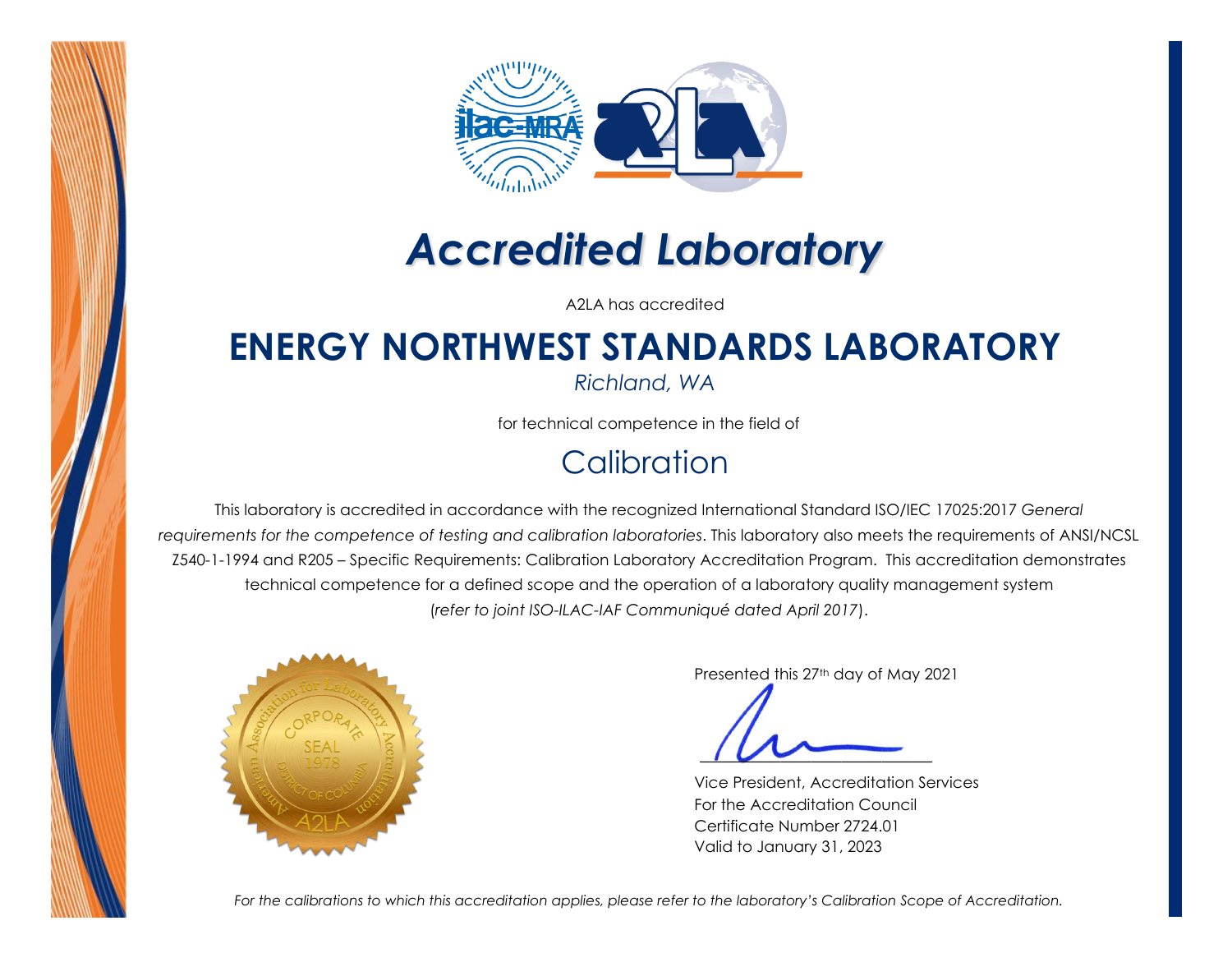# Accredited Laboratory

A2LA has accredited

## ENERGY NORTHWEST STANDARDS LABORATORY

*Richland, WA*

for technical competence in the field of

## Calibration

This laboratory is accredited in accordance with the recognized International Standard ISO/IEC 17025:2017 *General requirements for the competence of testing and calibration laboratories*. This laboratory also meets the requirements of ANSI/NCSL Z540-1-1994 and R205 – Specific Requirements: Calibration Laboratory Accreditation Program. This accreditation demonstrates technical competence for a defined scope and the operation of a laboratory quality management system (*refer to joint ISO-ILAC-IAF Communiqué dated April 2017*).

Presented this 27th day of May 2021

Vice President, Accreditation Services
For the Accreditation Council
Certificate Number 2724.01
Valid to January 31, 2023

*For the calibrations to which this accreditation applies, please refer to the laboratory's Calibration Scope of Accreditation.*